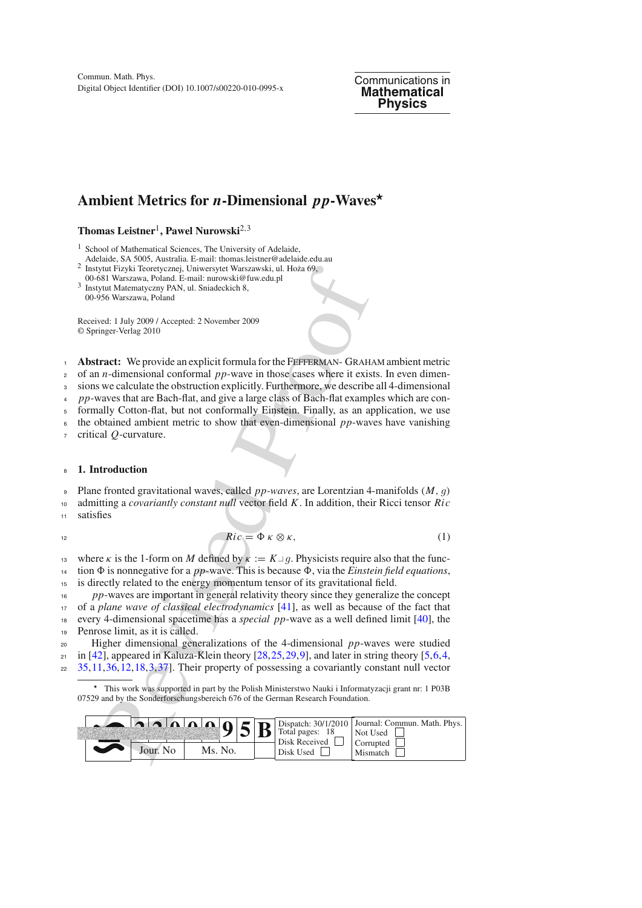Commun. Math. Phys.
Digital Object Identifier (DOI) 10.1007/s00220-010-0995-x

Communications in **Mathematical Physics**

# Ambient Metrics for *n*-Dimensional *pp*-Waves*

**Thomas Leistner**[1], **Pawel Nurowski**[2,3]

[1] School of Mathematical Sciences, The University of Adelaide, Adelaide, SA 5005, Australia. E-mail: thomas.leistner@adelaide.edu.au
[2] Instytut Fizyki Teoretycznej, Uniwersytet Warszawski, ul. Hoża 69, 00-681 Warszawa, Poland. E-mail: nurowski@fuw.edu.pl
[3] Instytut Matematyczny PAN, ul. Sniadeckich 8, 00-956 Warszawa, Poland

Received: 1 July 2009 / Accepted: 2 November 2009
© Springer-Verlag 2010

**Abstract:** We provide an explicit formula for the Fefferman- Graham ambient metric of an $n$-dimensional conformal *pp*-wave in those cases where it exists. In even dimensions we calculate the obstruction explicitly. Furthermore, we describe all 4-dimensional *pp*-waves that are Bach-flat, and give a large class of Bach-flat examples which are conformally Cotton-flat, but not conformally Einstein. Finally, as an application, we use the obtained ambient metric to show that even-dimensional *pp*-waves have vanishing critical $Q$-curvature.

## 1. Introduction

Plane fronted gravitational waves, called *pp-waves*, are Lorentzian 4-manifolds $(M, g)$ admitting a *covariantly constant null* vector field $K$. In addition, their Ricci tensor $Ric$ satisfies

$$Ric = \Phi\, \kappa \otimes \kappa, \tag{1}$$

where $\kappa$ is the 1-form on $M$ defined by $\kappa := K \lrcorner g$. Physicists require also that the function $\Phi$ is nonnegative for a *pp*-wave. This is because $\Phi$, via the *Einstein field equations*, is directly related to the energy momentum tensor of its gravitational field.

*pp*-waves are important in general relativity theory since they generalize the concept of a *plane wave of classical electrodynamics* [41], as well as because of the fact that every 4-dimensional spacetime has a *special pp*-wave as a well defined limit [40], the Penrose limit, as it is called.

Higher dimensional generalizations of the 4-dimensional *pp*-waves were studied in [42], appeared in Kaluza-Klein theory [28,25,29,9], and later in string theory [5,6,4, 35,11,36,12,18,3,37]. Their property of possessing a covariantly constant null vector

---

* This work was supported in part by the Polish Ministerstwo Nauki i Informatyzacji grant nr: 1 P03B 07529 and by the Sonderforschungsbereich 676 of the German Research Foundation.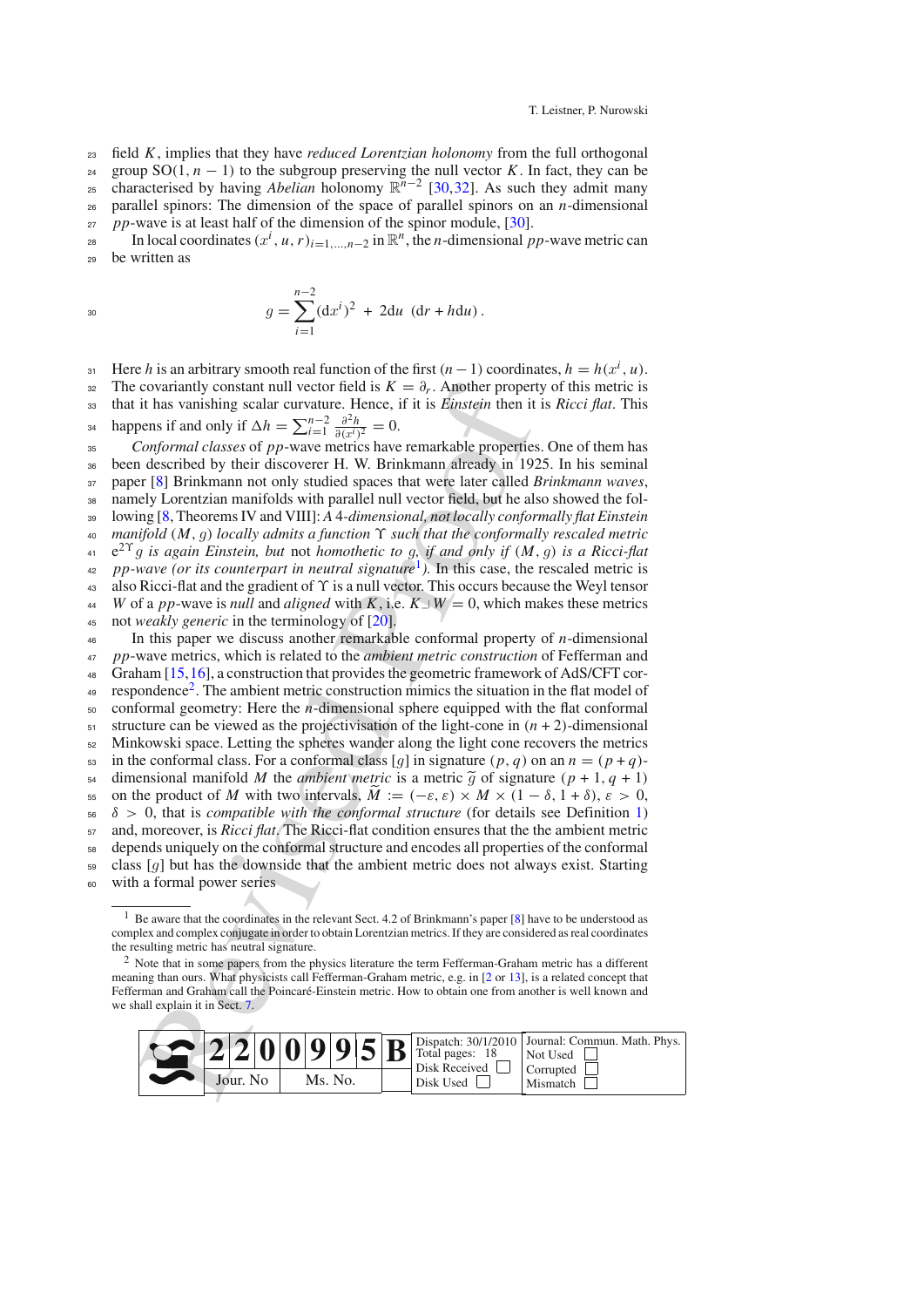field $K$, implies that they have *reduced Lorentzian holonomy* from the full orthogonal group $SO(1, n-1)$ to the subgroup preserving the null vector $K$. In fact, they can be characterised by having *Abelian* holonomy $\mathbb{R}^{n-2}$ [30,32]. As such they admit many parallel spinors: The dimension of the space of parallel spinors on an $n$-dimensional *pp*-wave is at least half of the dimension of the spinor module, [30].

In local coordinates $(x^i, u, r)_{i=1,\dots,n-2}$ in $\mathbb{R}^n$, the $n$-dimensional *pp*-wave metric can be written as

$$g = \sum_{i=1}^{n-2} (\mathrm{d}x^i)^2 \; + \; 2\mathrm{d}u \; (\mathrm{d}r + h\mathrm{d}u)\,.$$

Here $h$ is an arbitrary smooth real function of the first $(n-1)$ coordinates, $h = h(x^i, u)$. The covariantly constant null vector field is $K = \partial_r$. Another property of this metric is that it has vanishing scalar curvature. Hence, if it is *Einstein* then it is *Ricci flat*. This happens if and only if $\Delta h = \sum_{i=1}^{n-2} \frac{\partial^2 h}{\partial (x^i)^2} = 0$.

*Conformal classes* of *pp*-wave metrics have remarkable properties. One of them has been described by their discoverer H. W. Brinkmann already in 1925. In his seminal paper [8] Brinkmann not only studied spaces that were later called *Brinkmann waves*, namely Lorentzian manifolds with parallel null vector field, but he also showed the following [8, Theorems IV and VIII]: *A 4-dimensional, not locally conformally flat Einstein manifold $(M, g)$ locally admits a function $\Upsilon$ such that the conformally rescaled metric $e^{2\Upsilon} g$ is again Einstein, but* not *homothetic to $g$, if and only if $(M, g)$ is a Ricci-flat pp-wave (or its counterpart in neutral signature*[1]*)*. In this case, the rescaled metric is also Ricci-flat and the gradient of $\Upsilon$ is a null vector. This occurs because the Weyl tensor $W$ of a *pp*-wave is *null* and *aligned* with $K$, i.e. $K \lrcorner W = 0$, which makes these metrics not *weakly generic* in the terminology of [20].

In this paper we discuss another remarkable conformal property of $n$-dimensional *pp*-wave metrics, which is related to the *ambient metric construction* of Fefferman and Graham [15,16], a construction that provides the geometric framework of AdS/CFT correspondence[2]. The ambient metric construction mimics the situation in the flat model of conformal geometry: Here the $n$-dimensional sphere equipped with the flat conformal structure can be viewed as the projectivisation of the light-cone in $(n+2)$-dimensional Minkowski space. Letting the spheres wander along the light cone recovers the metrics in the conformal class. For a conformal class $[g]$ in signature $(p, q)$ on an $n = (p+q)$-dimensional manifold $M$ the *ambient metric* is a metric $\widetilde{g}$ of signature $(p+1, q+1)$ on the product of $M$ with two intervals, $\widetilde{M} := (-\varepsilon, \varepsilon) \times M \times (1-\delta, 1+\delta)$, $\varepsilon > 0$, $\delta > 0$, that is *compatible with the conformal structure* (for details see Definition 1) and, moreover, is *Ricci flat*. The Ricci-flat condition ensures that the the ambient metric depends uniquely on the conformal structure and encodes all properties of the conformal class $[g]$ but has the downside that the ambient metric does not always exist. Starting with a formal power series

---

[1] Be aware that the coordinates in the relevant Sect. 4.2 of Brinkmann's paper [8] have to be understood as complex and complex conjugate in order to obtain Lorentzian metrics. If they are considered as real coordinates the resulting metric has neutral signature.

[2] Note that in some papers from the physics literature the term Fefferman-Graham metric has a different meaning than ours. What physicists call Fefferman-Graham metric, e.g. in [2 or 13], is a related concept that Fefferman and Graham call the Poincaré-Einstein metric. How to obtain one from another is well known and we shall explain it in Sect. 7.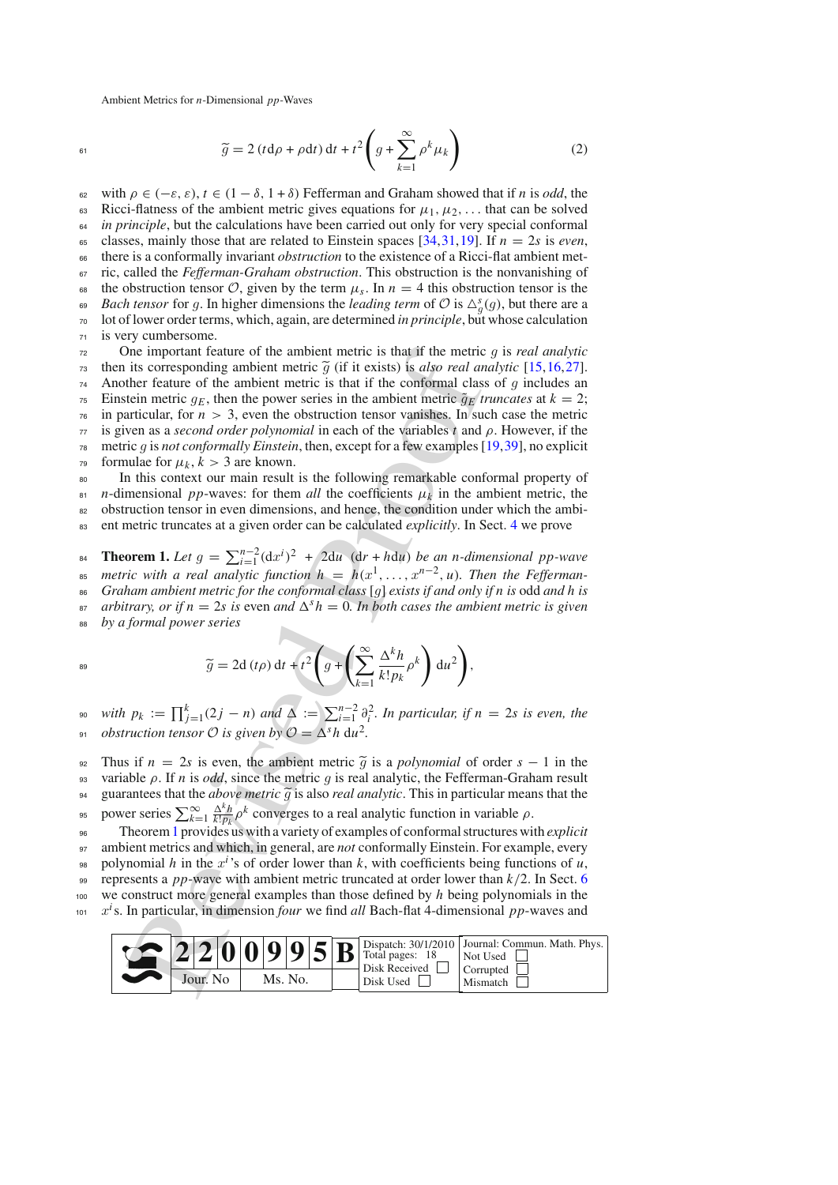$$\widetilde{g} = 2\,(t\mathrm{d}\rho + \rho\mathrm{d}t)\,\mathrm{d}t + t^2\left(g + \sum_{k=1}^{\infty}\rho^k\mu_k\right) \tag{2}$$

with $\rho \in (-\varepsilon, \varepsilon)$, $t \in (1-\delta, 1+\delta)$ Fefferman and Graham showed that if $n$ is *odd*, the Ricci-flatness of the ambient metric gives equations for $\mu_1, \mu_2, \ldots$ that can be solved *in principle*, but the calculations have been carried out only for very special conformal classes, mainly those that are related to Einstein spaces [34,31,19]. If $n = 2s$ is *even*, there is a conformally invariant *obstruction* to the existence of a Ricci-flat ambient metric, called the *Fefferman-Graham obstruction*. This obstruction is the nonvanishing of the obstruction tensor $\mathcal{O}$, given by the term $\mu_s$. In $n = 4$ this obstruction tensor is the *Bach tensor* for $g$. In higher dimensions the *leading term* of $\mathcal{O}$ is $\triangle_g^s(g)$, but there are a lot of lower order terms, which, again, are determined *in principle*, but whose calculation is very cumbersome.

One important feature of the ambient metric is that if the metric $g$ is *real analytic* then its corresponding ambient metric $\widetilde{g}$ (if it exists) is *also real analytic* [15,16,27]. Another feature of the ambient metric is that if the conformal class of $g$ includes an Einstein metric $g_E$, then the power series in the ambient metric $\widetilde{g}_E$ *truncates* at $k = 2$; in particular, for $n > 3$, even the obstruction tensor vanishes. In such case the metric is given as a *second order polynomial* in each of the variables $t$ and $\rho$. However, if the metric $g$ is *not conformally Einstein*, then, except for a few examples [19,39], no explicit formulae for $\mu_k$, $k > 3$ are known.

In this context our main result is the following remarkable conformal property of $n$-dimensional $pp$-waves: for them *all* the coefficients $\mu_k$ in the ambient metric, the obstruction tensor in even dimensions, and hence, the condition under which the ambient metric truncates at a given order can be calculated *explicitly*. In Sect. 4 we prove

**Theorem 1.** *Let $g = \sum_{i=1}^{n-2}(\mathrm{d}x^i)^2 + 2\mathrm{d}u\,(\mathrm{d}r + h\mathrm{d}u)$ be an $n$-dimensional $pp$-wave metric with a real analytic function $h = h(x^1, \ldots, x^{n-2}, u)$. Then the Fefferman-Graham ambient metric for the conformal class $[g]$ exists if and only if $n$ is* odd *and $h$ is arbitrary, or if $n = 2s$ is* even *and $\Delta^s h = 0$. In both cases the ambient metric is given by a formal power series*

$$\widetilde{g} = 2\mathrm{d}\,(t\rho)\,\mathrm{d}t + t^2\left(g + \left(\sum_{k=1}^{\infty}\frac{\Delta^k h}{k!\,p_k}\rho^k\right)\mathrm{d}u^2\right),$$

*with $p_k := \prod_{j=1}^{k}(2j - n)$ and $\Delta := \sum_{i=1}^{n-2}\partial_i^2$. In particular, if $n = 2s$ is even, the obstruction tensor $\mathcal{O}$ is given by $\mathcal{O} = \Delta^s h\,\mathrm{d}u^2$.*

Thus if $n = 2s$ is even, the ambient metric $\widetilde{g}$ is a *polynomial* of order $s - 1$ in the variable $\rho$. If $n$ is *odd*, since the metric $g$ is real analytic, the Fefferman-Graham result guarantees that the *above metric* $\widetilde{g}$ is also *real analytic*. This in particular means that the power series $\sum_{k=1}^{\infty}\frac{\Delta^k h}{k!\,p_k}\rho^k$ converges to a real analytic function in variable $\rho$.

Theorem 1 provides us with a variety of examples of conformal structures with *explicit* ambient metrics and which, in general, are *not* conformally Einstein. For example, every polynomial $h$ in the $x^i$'s of order lower than $k$, with coefficients being functions of $u$, represents a $pp$-wave with ambient metric truncated at order lower than $k/2$. In Sect. 6 we construct more general examples than those defined by $h$ being polynomials in the $x^i$s. In particular, in dimension *four* we find *all* Bach-flat 4-dimensional $pp$-waves and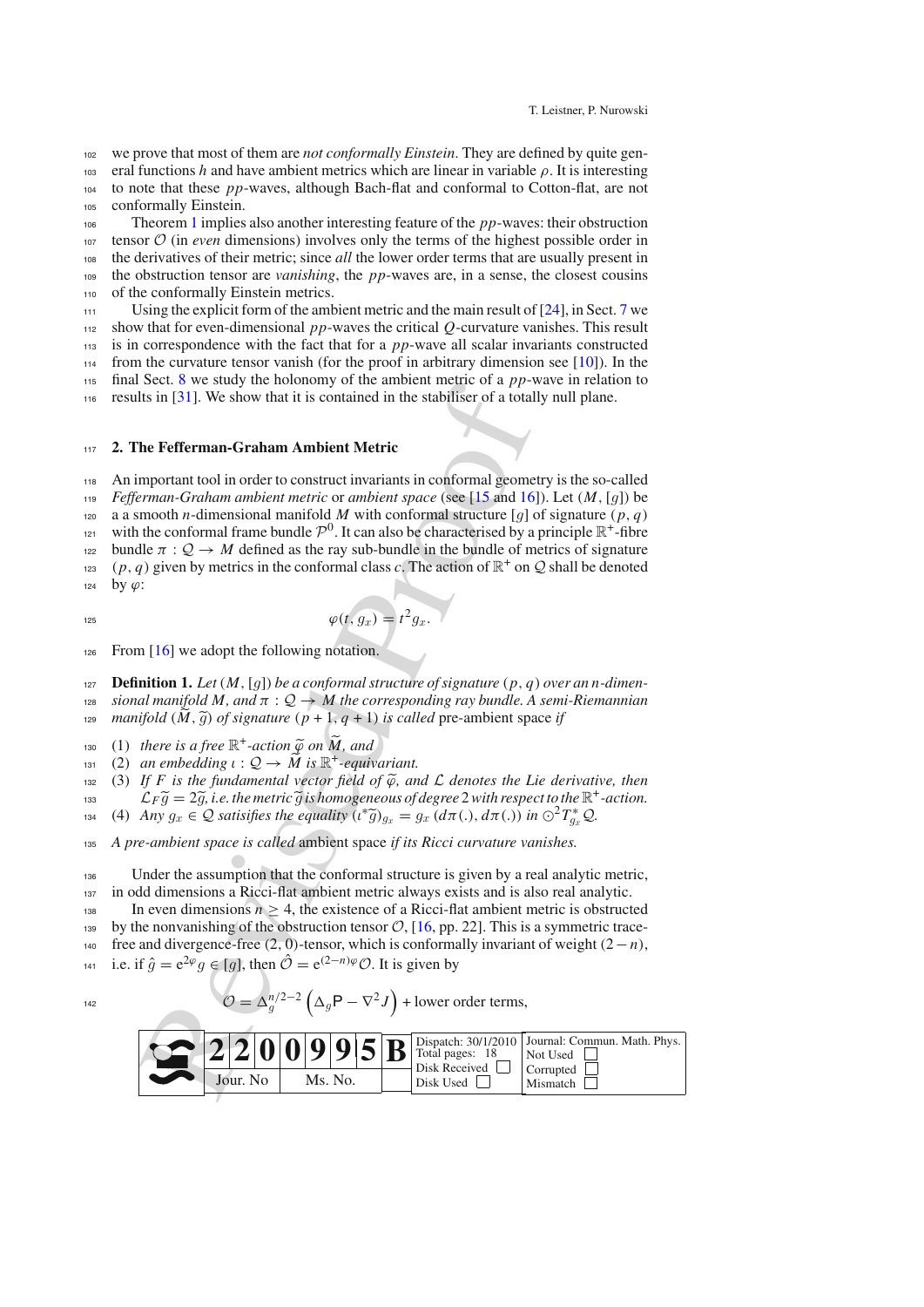we prove that most of them are *not conformally Einstein*. They are defined by quite general functions $h$ and have ambient metrics which are linear in variable $\rho$. It is interesting to note that these $pp$-waves, although Bach-flat and conformal to Cotton-flat, are not conformally Einstein.

Theorem 1 implies also another interesting feature of the $pp$-waves: their obstruction tensor $\mathcal{O}$ (in *even* dimensions) involves only the terms of the highest possible order in the derivatives of their metric; since *all* the lower order terms that are usually present in the obstruction tensor are *vanishing*, the $pp$-waves are, in a sense, the closest cousins of the conformally Einstein metrics.

Using the explicit form of the ambient metric and the main result of [24], in Sect. 7 we show that for even-dimensional $pp$-waves the critical $Q$-curvature vanishes. This result is in correspondence with the fact that for a $pp$-wave all scalar invariants constructed from the curvature tensor vanish (for the proof in arbitrary dimension see [10]). In the final Sect. 8 we study the holonomy of the ambient metric of a $pp$-wave in relation to results in [31]. We show that it is contained in the stabiliser of a totally null plane.

## 2. The Fefferman-Graham Ambient Metric

An important tool in order to construct invariants in conformal geometry is the so-called *Fefferman-Graham ambient metric* or *ambient space* (see [15 and 16]). Let $(M, [g])$ be a a smooth $n$-dimensional manifold $M$ with conformal structure $[g]$ of signature $(p, q)$ with the conformal frame bundle $\mathcal{P}^0$. It can also be characterised by a principle $\mathbb{R}^+$-fibre bundle $\pi : \mathcal{Q} \to M$ defined as the ray sub-bundle in the bundle of metrics of signature $(p, q)$ given by metrics in the conformal class $c$. The action of $\mathbb{R}^+$ on $\mathcal{Q}$ shall be denoted by $\varphi$:

$$\varphi(t, g_x) = t^2 g_x.$$

From [16] we adopt the following notation.

**Definition 1.** *Let $(M, [g])$ be a conformal structure of signature $(p, q)$ over an $n$-dimensional manifold $M$, and $\pi : \mathcal{Q} \to M$ the corresponding ray bundle. A semi-Riemannian manifold $(\widetilde{M}, \widetilde{g})$ of signature $(p+1, q+1)$ is called* pre-ambient space *if*

1. *there is a free $\mathbb{R}^+$-action $\widetilde{\varphi}$ on $\widetilde{M}$, and*
2. *an embedding $\iota : \mathcal{Q} \to \widetilde{M}$ is $\mathbb{R}^+$-equivariant.*
3. *If $F$ is the fundamental vector field of $\widetilde{\varphi}$, and $\mathcal{L}$ denotes the Lie derivative, then $\mathcal{L}_F \widetilde{g} = 2\widetilde{g}$, i.e. the metric $\widetilde{g}$ is homogeneous of degree 2 with respect to the $\mathbb{R}^+$-action.*
4. *Any $g_x \in \mathcal{Q}$ satisifies the equality $(\iota^* \widetilde{g})_{g_x} = g_x\,(d\pi(.), d\pi(.))$ in $\odot^2 T^*_{g_x} \mathcal{Q}$.*

*A pre-ambient space is called* ambient space *if its Ricci curvature vanishes.*

Under the assumption that the conformal structure is given by a real analytic metric, in odd dimensions a Ricci-flat ambient metric always exists and is also real analytic.

In even dimensions $n \geq 4$, the existence of a Ricci-flat ambient metric is obstructed by the nonvanishing of the obstruction tensor $\mathcal{O}$, [16, pp. 22]. This is a symmetric trace-free and divergence-free $(2, 0)$-tensor, which is conformally invariant of weight $(2-n)$, i.e. if $\hat{g} = \mathrm{e}^{2\varphi} g \in [g]$, then $\hat{\mathcal{O}} = \mathrm{e}^{(2-n)\varphi} \mathcal{O}$. It is given by

$$\mathcal{O} = \Delta_g^{n/2-2} \left( \Delta_g \mathsf{P} - \nabla^2 J \right) + \text{lower order terms},$$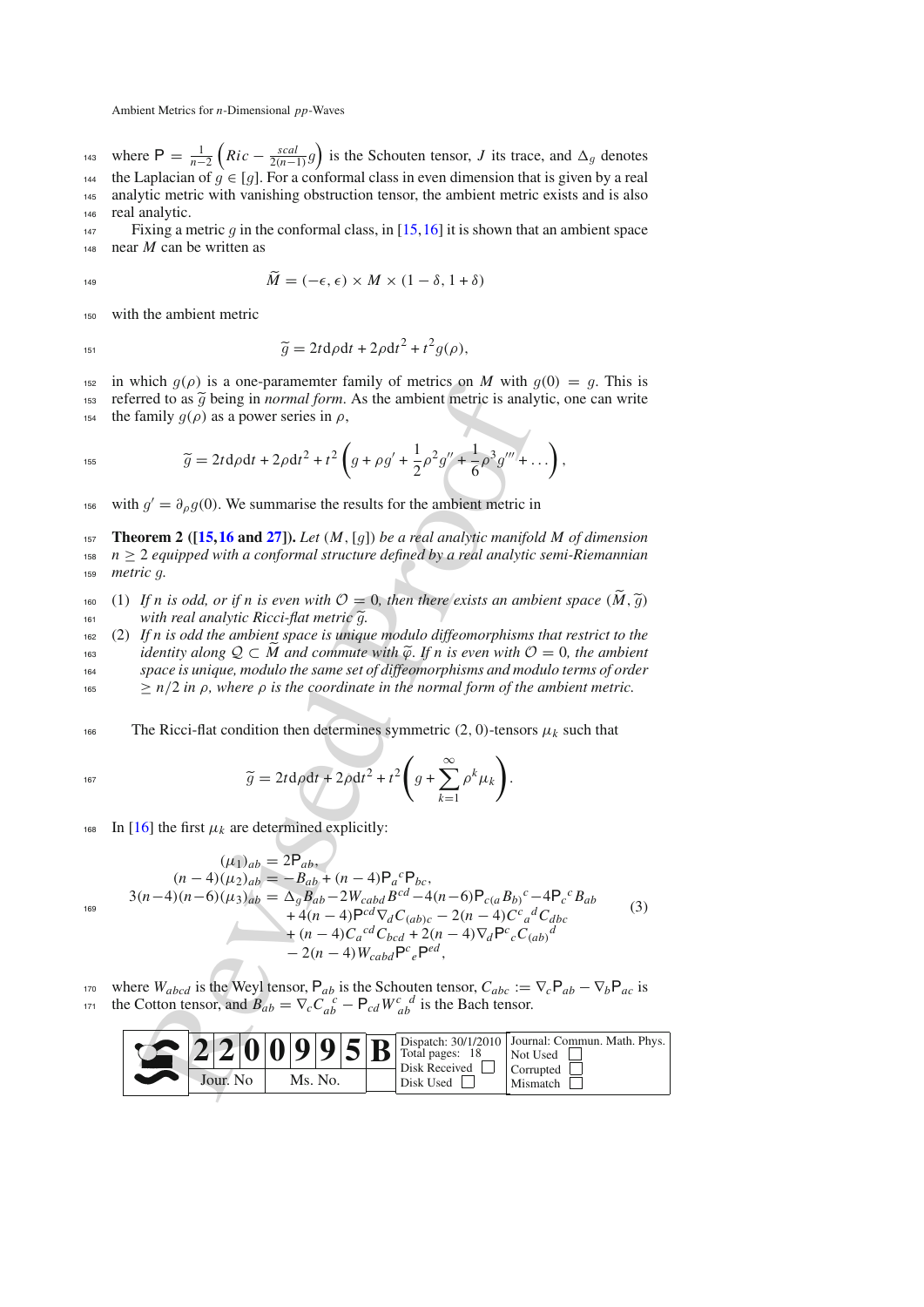where $\mathsf{P} = \frac{1}{n-2}\left(Ric - \frac{scal}{2(n-1)}g\right)$ is the Schouten tensor, $J$ its trace, and $\Delta_g$ denotes the Laplacian of $g \in [g]$. For a conformal class in even dimension that is given by a real analytic metric with vanishing obstruction tensor, the ambient metric exists and is also real analytic.

Fixing a metric $g$ in the conformal class, in [15,16] it is shown that an ambient space near $M$ can be written as

$$\widetilde{M} = (-\epsilon, \epsilon) \times M \times (1-\delta, 1+\delta)$$

with the ambient metric

$$\widetilde{g} = 2t\mathrm{d}\rho\mathrm{d}t + 2\rho\mathrm{d}t^2 + t^2 g(\rho),$$

in which $g(\rho)$ is a one-paramemter family of metrics on $M$ with $g(0) = g$. This is referred to as $\widetilde{g}$ being in *normal form*. As the ambient metric is analytic, one can write the family $g(\rho)$ as a power series in $\rho$,

$$\widetilde{g} = 2t\mathrm{d}\rho\mathrm{d}t + 2\rho\mathrm{d}t^2 + t^2\left(g + \rho g' + \frac{1}{2}\rho^2 g'' + \frac{1}{6}\rho^3 g''' + \ldots\right),$$

with $g' = \partial_\rho g(0)$. We summarise the results for the ambient metric in

**Theorem 2 ([15,16 and 27]).** *Let $(M, [g])$ be a real analytic manifold $M$ of dimension $n \geq 2$ equipped with a conformal structure defined by a real analytic semi-Riemannian metric $g$.*

1. *If $n$ is odd, or if $n$ is even with $\mathcal{O} = 0$, then there exists an ambient space $(\widetilde{M}, \widetilde{g})$ with real analytic Ricci-flat metric $\widetilde{g}$.*
2. *If $n$ is odd the ambient space is unique modulo diffeomorphisms that restrict to the identity along $\mathcal{Q} \subset \widetilde{M}$ and commute with $\widetilde{\varphi}$. If $n$ is even with $\mathcal{O} = 0$, the ambient space is unique, modulo the same set of diffeomorphisms and modulo terms of order $\geq n/2$ in $\rho$, where $\rho$ is the coordinate in the normal form of the ambient metric.*

The Ricci-flat condition then determines symmetric $(2,0)$-tensors $\mu_k$ such that

$$\widetilde{g} = 2t\mathrm{d}\rho\mathrm{d}t + 2\rho\mathrm{d}t^2 + t^2\left(g + \sum_{k=1}^{\infty}\rho^k\mu_k\right).$$

In [16] the first $\mu_k$ are determined explicitly:

$$\begin{aligned}
(\mu_1)_{ab} &= 2\mathsf{P}_{ab},\\
(n-4)(\mu_2)_{ab} &= -B_{ab} + (n-4)\mathsf{P}_a{}^c\mathsf{P}_{bc},\\
3(n-4)(n-6)(\mu_3)_{ab} &= \Delta_g B_{ab} - 2W_{cabd}B^{cd} - 4(n-6)\mathsf{P}_{c(a}B_{b)}{}^c - 4\mathsf{P}_c{}^c B_{ab}\\
&\quad + 4(n-4)\mathsf{P}^{cd}\nabla_d C_{(ab)c} - 2(n-4)C^c{}_a{}^d C_{dbc}\\
&\quad + (n-4)C_a{}^{cd}C_{bcd} + 2(n-4)\nabla_d\mathsf{P}^c{}_c C_{(ab)}{}^d\\
&\quad - 2(n-4)W_{cabd}\mathsf{P}^c{}_e\mathsf{P}^{ed},
\end{aligned} \tag{3}$$

where $W_{abcd}$ is the Weyl tensor, $\mathsf{P}_{ab}$ is the Schouten tensor, $C_{abc} := \nabla_c\mathsf{P}_{ab} - \nabla_b\mathsf{P}_{ac}$ is the Cotton tensor, and $B_{ab} = \nabla_c C_{ab}{}^c - \mathsf{P}_{cd}W^c{}_{ab}{}^d$ is the Bach tensor.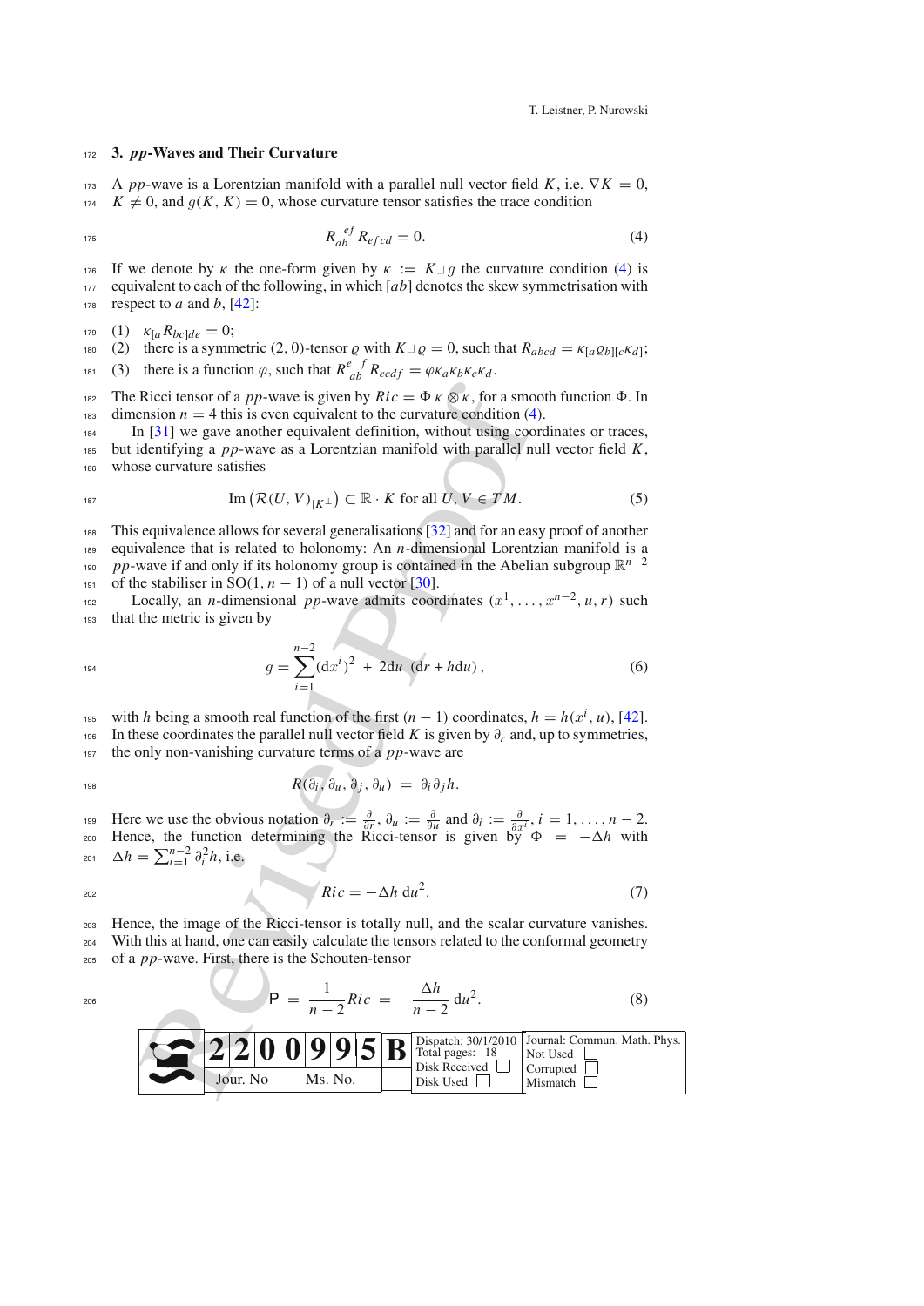## 3. *pp*-Waves and Their Curvature

A *pp*-wave is a Lorentzian manifold with a parallel null vector field $K$, i.e. $\nabla K = 0$, $K \neq 0$, and $g(K, K) = 0$, whose curvature tensor satisfies the trace condition

$$R_{ab}^{\ \ ef} R_{efcd} = 0. \tag{4}$$

If we denote by $\kappa$ the one-form given by $\kappa := K \lrcorner g$ the curvature condition (4) is equivalent to each of the following, in which $[ab]$ denotes the skew symmetrisation with respect to $a$ and $b$, [42]:

(1) $\kappa_{[a} R_{bc]de} = 0$;
(2) there is a symmetric $(2,0)$-tensor $\varrho$ with $K \lrcorner \varrho = 0$, such that $R_{abcd} = \kappa_{[a}\varrho_{b][c}\kappa_{d]}$;
(3) there is a function $\varphi$, such that $R^{e\ \ f}_{\ ab} R_{ecdf} = \varphi \kappa_a \kappa_b \kappa_c \kappa_d$.

The Ricci tensor of a *pp*-wave is given by $Ric = \Phi\, \kappa \otimes \kappa$, for a smooth function $\Phi$. In dimension $n = 4$ this is even equivalent to the curvature condition (4).

In [31] we gave another equivalent definition, without using coordinates or traces, but identifying a *pp*-wave as a Lorentzian manifold with parallel null vector field $K$, whose curvature satisfies

$$\mathrm{Im}\left(\mathcal{R}(U,V)_{|K^{\perp}}\right) \subset \mathbb{R} \cdot K \text{ for all } U, V \in TM. \tag{5}$$

This equivalence allows for several generalisations [32] and for an easy proof of another equivalence that is related to holonomy: An $n$-dimensional Lorentzian manifold is a *pp*-wave if and only if its holonomy group is contained in the Abelian subgroup $\mathbb{R}^{n-2}$ of the stabiliser in $\mathrm{SO}(1, n-1)$ of a null vector [30].

Locally, an $n$-dimensional *pp*-wave admits coordinates $(x^1, \ldots, x^{n-2}, u, r)$ such that the metric is given by

$$g = \sum_{i=1}^{n-2} (\mathrm{d}x^i)^2 \ + \ 2\mathrm{d}u\ (\mathrm{d}r + h\mathrm{d}u)\,, \tag{6}$$

with $h$ being a smooth real function of the first $(n-1)$ coordinates, $h = h(x^i, u)$, [42]. In these coordinates the parallel null vector field $K$ is given by $\partial_r$ and, up to symmetries, the only non-vanishing curvature terms of a *pp*-wave are

$$R(\partial_i, \partial_u, \partial_j, \partial_u) \ = \ \partial_i \partial_j h.$$

Here we use the obvious notation $\partial_r := \frac{\partial}{\partial r}$, $\partial_u := \frac{\partial}{\partial u}$ and $\partial_i := \frac{\partial}{\partial x^i}$, $i = 1, \ldots, n-2$. Hence, the function determining the Ricci-tensor is given by $\Phi = -\Delta h$ with $\Delta h = \sum_{i=1}^{n-2} \partial_i^2 h$, i.e.

$$Ric = -\Delta h\ \mathrm{d}u^2. \tag{7}$$

Hence, the image of the Ricci-tensor is totally null, and the scalar curvature vanishes. With this at hand, one can easily calculate the tensors related to the conformal geometry of a *pp*-wave. First, there is the Schouten-tensor

$$\mathsf{P} \ = \ \frac{1}{n-2} Ric \ = \ -\frac{\Delta h}{n-2}\ \mathrm{d}u^2. \tag{8}$$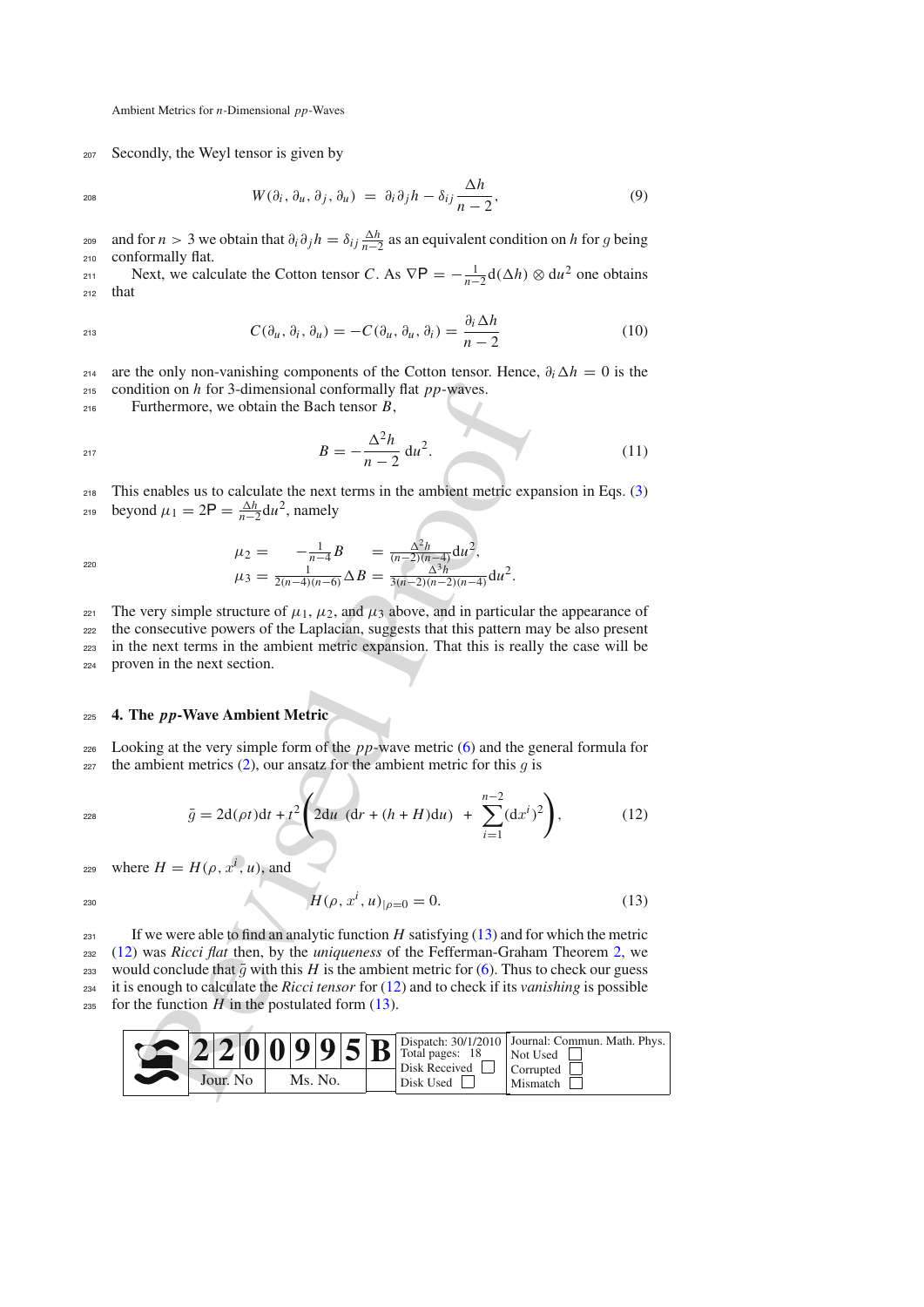Secondly, the Weyl tensor is given by

$$W(\partial_i, \partial_u, \partial_j, \partial_u) = \partial_i \partial_j h - \delta_{ij} \frac{\Delta h}{n-2}, \tag{9}$$

and for $n > 3$ we obtain that $\partial_i \partial_j h = \delta_{ij} \frac{\Delta h}{n-2}$ as an equivalent condition on $h$ for $g$ being conformally flat.

Next, we calculate the Cotton tensor $C$. As $\nabla \mathsf{P} = -\frac{1}{n-2} \mathrm{d}(\Delta h) \otimes \mathrm{d}u^2$ one obtains that

$$C(\partial_u, \partial_i, \partial_u) = -C(\partial_u, \partial_u, \partial_i) = \frac{\partial_i \Delta h}{n-2} \tag{10}$$

are the only non-vanishing components of the Cotton tensor. Hence, $\partial_i \Delta h = 0$ is the condition on $h$ for 3-dimensional conformally flat *pp*-waves.

Furthermore, we obtain the Bach tensor $B$,

$$B = -\frac{\Delta^2 h}{n-2} \, \mathrm{d}u^2. \tag{11}$$

This enables us to calculate the next terms in the ambient metric expansion in Eqs. (3) beyond $\mu_1 = 2\mathsf{P} = \frac{\Delta h}{n-2} \mathrm{d}u^2$, namely

$$\begin{aligned} \mu_2 &= -\frac{1}{n-4} B &&= \frac{\Delta^2 h}{(n-2)(n-4)} \mathrm{d}u^2, \\ \mu_3 &= \frac{1}{2(n-4)(n-6)} \Delta B &&= \frac{\Delta^3 h}{3(n-2)(n-2)(n-4)} \mathrm{d}u^2. \end{aligned}$$

The very simple structure of $\mu_1$, $\mu_2$, and $\mu_3$ above, and in particular the appearance of the consecutive powers of the Laplacian, suggests that this pattern may be also present in the next terms in the ambient metric expansion. That this is really the case will be proven in the next section.

## 4. The *pp*-Wave Ambient Metric

Looking at the very simple form of the *pp*-wave metric (6) and the general formula for the ambient metrics (2), our ansatz for the ambient metric for this $g$ is

$$\bar{g} = 2\mathrm{d}(\rho t)\mathrm{d}t + t^2 \left( 2\mathrm{d}u \; (\mathrm{d}r + (h + H)\mathrm{d}u) \; + \; \sum_{i=1}^{n-2} (\mathrm{d}x^i)^2 \right), \tag{12}$$

where $H = H(\rho, x^i, u)$, and

$$H(\rho, x^i, u)_{|\rho=0} = 0. \tag{13}$$

If we were able to find an analytic function $H$ satisfying (13) and for which the metric (12) was *Ricci flat* then, by the *uniqueness* of the Fefferman-Graham Theorem 2, we would conclude that $\bar{g}$ with this $H$ is the ambient metric for (6). Thus to check our guess it is enough to calculate the *Ricci tensor* for (12) and to check if its *vanishing* is possible for the function $H$ in the postulated form (13).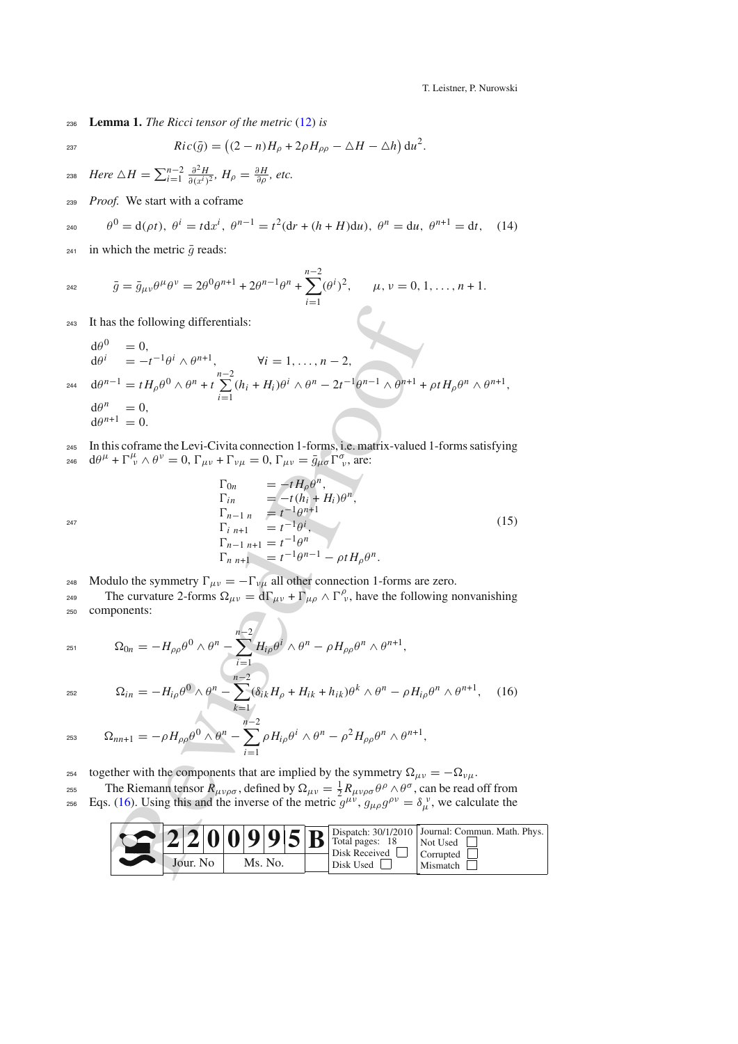**Lemma 1.** *The Ricci tensor of the metric* (12) *is*

$$Ric(\bar{g}) = \big((2-n)H_\rho + 2\rho H_{\rho\rho} - \triangle H - \triangle h\big)\,\mathrm{d}u^2.$$

*Here* $\triangle H = \sum_{i=1}^{n-2} \frac{\partial^2 H}{\partial (x^i)^2}$, $H_\rho = \frac{\partial H}{\partial \rho}$, *etc.*

*Proof.* We start with a coframe

$$\theta^0 = \mathrm{d}(\rho t),\ \theta^i = t\mathrm{d}x^i,\ \theta^{n-1} = t^2(\mathrm{d}r + (h+H)\mathrm{d}u),\ \theta^n = \mathrm{d}u,\ \theta^{n+1} = \mathrm{d}t, \quad (14)$$

in which the metric $\bar{g}$ reads:

$$\bar{g} = \bar{g}_{\mu\nu}\theta^\mu\theta^\nu = 2\theta^0\theta^{n+1} + 2\theta^{n-1}\theta^n + \sum_{i=1}^{n-2}(\theta^i)^2, \qquad \mu,\nu = 0,1,\ldots,n+1.$$

It has the following differentials:

$$\begin{aligned}
\mathrm{d}\theta^0 &= 0,\\
\mathrm{d}\theta^i &= -t^{-1}\theta^i \wedge \theta^{n+1}, \qquad \forall i = 1,\ldots,n-2,\\
\mathrm{d}\theta^{n-1} &= tH_\rho\theta^0\wedge\theta^n + t\sum_{i=1}^{n-2}(h_i + H_i)\theta^i\wedge\theta^n - 2t^{-1}\theta^{n-1}\wedge\theta^{n+1} + \rho t H_\rho \theta^n\wedge\theta^{n+1},\\
\mathrm{d}\theta^n &= 0,\\
\mathrm{d}\theta^{n+1} &= 0.
\end{aligned}$$

In this coframe the Levi-Civita connection 1-forms, i.e. matrix-valued 1-forms satisfying $\mathrm{d}\theta^\mu + \Gamma^\mu_{\ \nu}\wedge\theta^\nu = 0$, $\Gamma_{\mu\nu} + \Gamma_{\nu\mu} = 0$, $\Gamma_{\mu\nu} = \bar{g}_{\mu\sigma}\Gamma^\sigma_{\ \nu}$, are:

$$\begin{aligned}
\Gamma_{0n} &= -tH_\rho\theta^n,\\
\Gamma_{in} &= -t(h_i + H_i)\theta^n,\\
\Gamma_{n-1\ n} &= t^{-1}\theta^{n+1}\\
\Gamma_{i\ n+1} &= t^{-1}\theta^i,\\
\Gamma_{n-1\ n+1} &= t^{-1}\theta^n\\
\Gamma_{n\ n+1} &= t^{-1}\theta^{n-1} - \rho t H_\rho \theta^n.
\end{aligned} \quad (15)$$

Modulo the symmetry $\Gamma_{\mu\nu} = -\Gamma_{\nu\mu}$ all other connection 1-forms are zero.

The curvature 2-forms $\Omega_{\mu\nu} = \mathrm{d}\Gamma_{\mu\nu} + \Gamma_{\mu\rho}\wedge\Gamma^\rho_{\ \nu}$, have the following nonvanishing components:

$$\Omega_{0n} = -H_{\rho\rho}\theta^0\wedge\theta^n - \sum_{i=1}^{n-2} H_{i\rho}\theta^i\wedge\theta^n - \rho H_{\rho\rho}\theta^n\wedge\theta^{n+1},$$

$$\Omega_{in} = -H_{i\rho}\theta^0\wedge\theta^n - \sum_{k=1}^{n-2}(\delta_{ik}H_\rho + H_{ik} + h_{ik})\theta^k\wedge\theta^n - \rho H_{i\rho}\theta^n\wedge\theta^{n+1}, \quad (16)$$

$$\Omega_{nn+1} = -\rho H_{\rho\rho}\theta^0\wedge\theta^n - \sum_{i=1}^{n-2}\rho H_{i\rho}\theta^i\wedge\theta^n - \rho^2 H_{\rho\rho}\theta^n\wedge\theta^{n+1},$$

together with the components that are implied by the symmetry $\Omega_{\mu\nu} = -\Omega_{\nu\mu}$.

The Riemann tensor $R_{\mu\nu\rho\sigma}$, defined by $\Omega_{\mu\nu} = \frac{1}{2}R_{\mu\nu\rho\sigma}\theta^\rho\wedge\theta^\sigma$, can be read off from Eqs. (16). Using this and the inverse of the metric $g^{\mu\nu}$, $g_{\mu\rho}g^{\rho\nu} = \delta_\mu^{\ \nu}$, we calculate the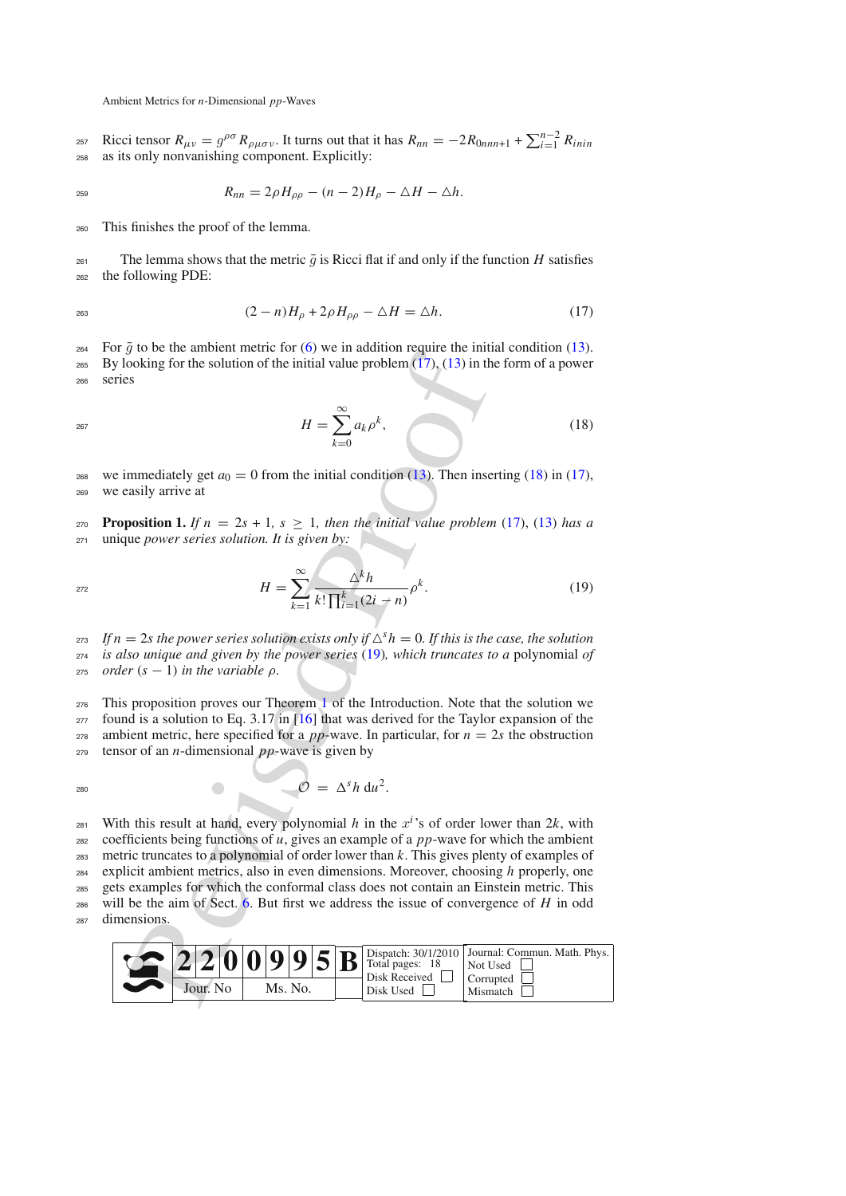Ricci tensor $R_{\mu\nu} = g^{\rho\sigma} R_{\rho\mu\sigma\nu}$. It turns out that it has $R_{nn} = -2R_{0nnn+1} + \sum_{i=1}^{n-2} R_{inin}$ as its only nonvanishing component. Explicitly:

$$R_{nn} = 2\rho H_{\rho\rho} - (n-2)H_\rho - \triangle H - \triangle h.$$

This finishes the proof of the lemma.

The lemma shows that the metric $\bar{g}$ is Ricci flat if and only if the function $H$ satisfies the following PDE:

$$(2-n)H_\rho + 2\rho H_{\rho\rho} - \triangle H = \triangle h. \tag{17}$$

For $\bar{g}$ to be the ambient metric for (6) we in addition require the initial condition (13). By looking for the solution of the initial value problem (17), (13) in the form of a power series

$$H = \sum_{k=0}^{\infty} a_k \rho^k, \tag{18}$$

we immediately get $a_0 = 0$ from the initial condition (13). Then inserting (18) in (17), we easily arrive at

**Proposition 1.** *If $n = 2s + 1$, $s \geq 1$, then the initial value problem (17), (13) has a unique power series solution. It is given by:*

$$H = \sum_{k=1}^{\infty} \frac{\triangle^k h}{k! \prod_{i=1}^{k} (2i - n)} \rho^k. \tag{19}$$

*If $n = 2s$ the power series solution exists only if $\triangle^s h = 0$. If this is the case, the solution is also unique and given by the power series (19), which truncates to a* polynomial *of order $(s-1)$ in the variable $\rho$.*

This proposition proves our Theorem 1 of the Introduction. Note that the solution we found is a solution to Eq. 3.17 in [16] that was derived for the Taylor expansion of the ambient metric, here specified for a $pp$-wave. In particular, for $n = 2s$ the obstruction tensor of an $n$-dimensional $pp$-wave is given by

$$\mathcal{O} = \Delta^s h \,\mathrm{d}u^2.$$

With this result at hand, every polynomial $h$ in the $x^i$'s of order lower than $2k$, with coefficients being functions of $u$, gives an example of a $pp$-wave for which the ambient metric truncates to a polynomial of order lower than $k$. This gives plenty of examples of explicit ambient metrics, also in even dimensions. Moreover, choosing $h$ properly, one gets examples for which the conformal class does not contain an Einstein metric. This will be the aim of Sect. 6. But first we address the issue of convergence of $H$ in odd dimensions.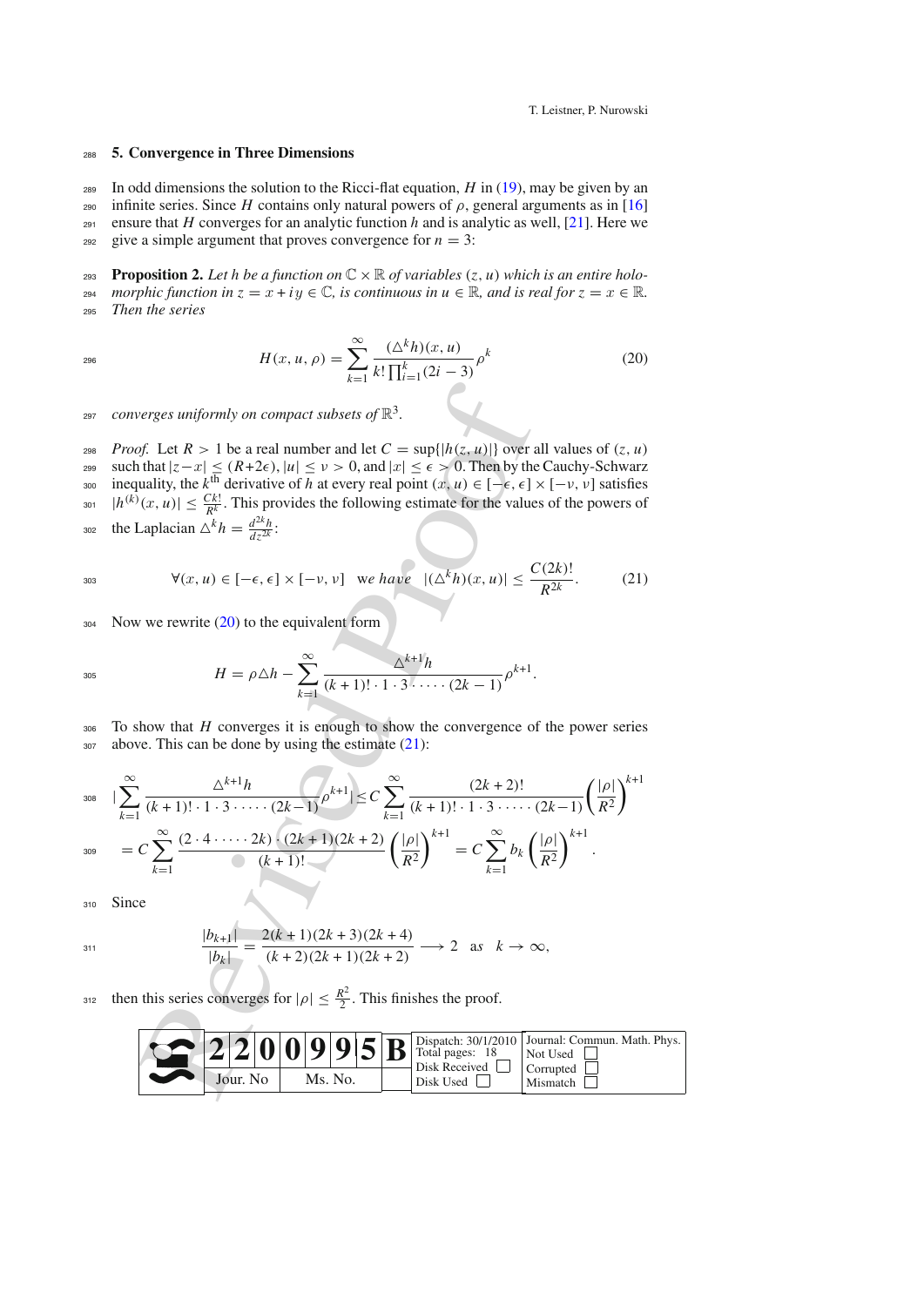## 5. Convergence in Three Dimensions

In odd dimensions the solution to the Ricci-flat equation, $H$ in (19), may be given by an infinite series. Since $H$ contains only natural powers of $\rho$, general arguments as in [16] ensure that $H$ converges for an analytic function $h$ and is analytic as well, [21]. Here we give a simple argument that proves convergence for $n = 3$:

**Proposition 2.** *Let $h$ be a function on $\mathbb{C} \times \mathbb{R}$ of variables $(z, u)$ which is an entire holomorphic function in $z = x + iy \in \mathbb{C}$, is continuous in $u \in \mathbb{R}$, and is real for $z = x \in \mathbb{R}$. Then the series*

$$H(x, u, \rho) = \sum_{k=1}^{\infty} \frac{(\triangle^k h)(x, u)}{k! \prod_{i=1}^{k}(2i-3)} \rho^k \tag{20}$$

*converges uniformly on compact subsets of $\mathbb{R}^3$.*

*Proof.* Let $R > 1$ be a real number and let $C = \sup\{|h(z, u)|\}$ over all values of $(z, u)$ such that $|z - x| \leq (R+2\epsilon)$, $|u| \leq \nu > 0$, and $|x| \leq \epsilon > 0$. Then by the Cauchy-Schwarz inequality, the $k^{\text{th}}$ derivative of $h$ at every real point $(x, u) \in [-\epsilon, \epsilon] \times [-\nu, \nu]$ satisfies $|h^{(k)}(x, u)| \leq \frac{Ck!}{R^k}$. This provides the following estimate for the values of the powers of the Laplacian $\triangle^k h = \frac{d^{2k}h}{dz^{2k}}$:

$$\forall (x, u) \in [-\epsilon, \epsilon] \times [-\nu, \nu] \quad \text{we have} \quad |(\triangle^k h)(x, u)| \leq \frac{C(2k)!}{R^{2k}}. \tag{21}$$

Now we rewrite (20) to the equivalent form

$$H = \rho \triangle h - \sum_{k=1}^{\infty} \frac{\triangle^{k+1} h}{(k+1)! \cdot 1 \cdot 3 \cdot \cdots \cdot (2k-1)} \rho^{k+1}.$$

To show that $H$ converges it is enough to show the convergence of the power series above. This can be done by using the estimate (21):

$$\begin{aligned}
&\left|\sum_{k=1}^{\infty} \frac{\triangle^{k+1} h}{(k+1)! \cdot 1 \cdot 3 \cdot \cdots \cdot (2k-1)} \rho^{k+1}\right| \leq C \sum_{k=1}^{\infty} \frac{(2k+2)!}{(k+1)! \cdot 1 \cdot 3 \cdot \cdots \cdot (2k-1)} \left(\frac{|\rho|}{R^2}\right)^{k+1} \\
&= C \sum_{k=1}^{\infty} \frac{(2 \cdot 4 \cdot \cdots \cdot 2k) \cdot (2k+1)(2k+2)}{(k+1)!} \left(\frac{|\rho|}{R^2}\right)^{k+1} = C \sum_{k=1}^{\infty} b_k \left(\frac{|\rho|}{R^2}\right)^{k+1}.
\end{aligned}$$

Since

$$\frac{|b_{k+1}|}{|b_k|} = \frac{2(k+1)(2k+3)(2k+4)}{(k+2)(2k+1)(2k+2)} \longrightarrow 2 \quad \text{as} \quad k \to \infty,$$

then this series converges for $|\rho| \leq \frac{R^2}{2}$. This finishes the proof.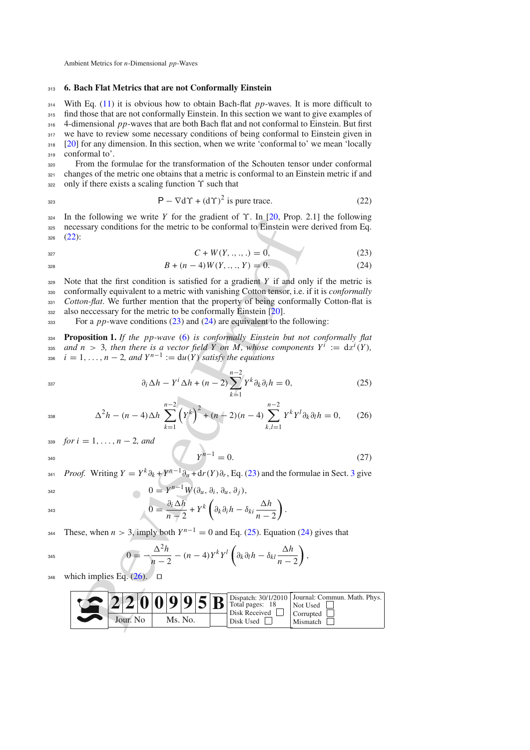## 6. Bach Flat Metrics that are not Conformally Einstein

With Eq. (11) it is obvious how to obtain Bach-flat $pp$-waves. It is more difficult to find those that are not conformally Einstein. In this section we want to give examples of 4-dimensional $pp$-waves that are both Bach flat and not conformal to Einstein. But first we have to review some necessary conditions of being conformal to Einstein given in [20] for any dimension. In this section, when we write 'conformal to' we mean 'locally conformal to'.

From the formulae for the transformation of the Schouten tensor under conformal changes of the metric one obtains that a metric is conformal to an Einstein metric if and only if there exists a scaling function $\Upsilon$ such that

$$\mathsf{P} - \nabla \mathrm{d}\Upsilon + (\mathrm{d}\Upsilon)^2 \text{ is pure trace.} \tag{22}$$

In the following we write $Y$ for the gradient of $\Upsilon$. In [20, Prop. 2.1] the following necessary conditions for the metric to be conformal to Einstein were derived from Eq. (22):

$$C + W(Y, .,.,.) = 0, \tag{23}$$

$$B + (n-4) W(Y, .,.,Y) = 0. \tag{24}$$

Note that the first condition is satisfied for a gradient $Y$ if and only if the metric is conformally equivalent to a metric with vanishing Cotton tensor, i.e. if it is *conformally Cotton-flat*. We further mention that the property of being conformally Cotton-flat is also neccessary for the metric to be conformally Einstein [20].

For a $pp$-wave conditions (23) and (24) are equivalent to the following:

**Proposition 1.** *If the $pp$-wave (6) is conformally Einstein but not conformally flat and $n > 3$, then there is a vector field $Y$ on $M$, whose components $Y^i := \mathrm{d}x^i(Y)$, $i = 1, \ldots, n-2$, and $Y^{n-1} := \mathrm{d}u(Y)$ satisfy the equations*

$$\partial_i \Delta h - Y^i \Delta h + (n-2) \sum_{k=1}^{n-2} Y^k \partial_k \partial_i h = 0, \tag{25}$$

$$\Delta^2 h - (n-4) \Delta h \sum_{k=1}^{n-2} \left(Y^k\right)^2 + (n-2)(n-4) \sum_{k,l=1}^{n-2} Y^k Y^l \partial_k \partial_l h = 0, \tag{26}$$

*for $i = 1, \ldots, n-2$, and*

$$Y^{n-1} = 0. \tag{27}$$

*Proof.* Writing $Y = Y^k \partial_k + Y^{n-1} \partial_u + \mathrm{d}r(Y) \partial_r$, Eq. (23) and the formulae in Sect. 3 give

$$0 = Y^{n-1} W(\partial_u, \partial_i, \partial_u, \partial_j),$$

$$0 = \frac{\partial_i \Delta h}{n-2} + Y^k \left( \partial_k \partial_i h - \delta_{ki} \frac{\Delta h}{n-2} \right).$$

These, when $n > 3$, imply both $Y^{n-1} = 0$ and Eq. (25). Equation (24) gives that

$$0 = -\frac{\Delta^2 h}{n-2} - (n-4) Y^k Y^l \left( \partial_k \partial_l h - \delta_{kl} \frac{\Delta h}{n-2} \right),$$

which implies Eq. (26). □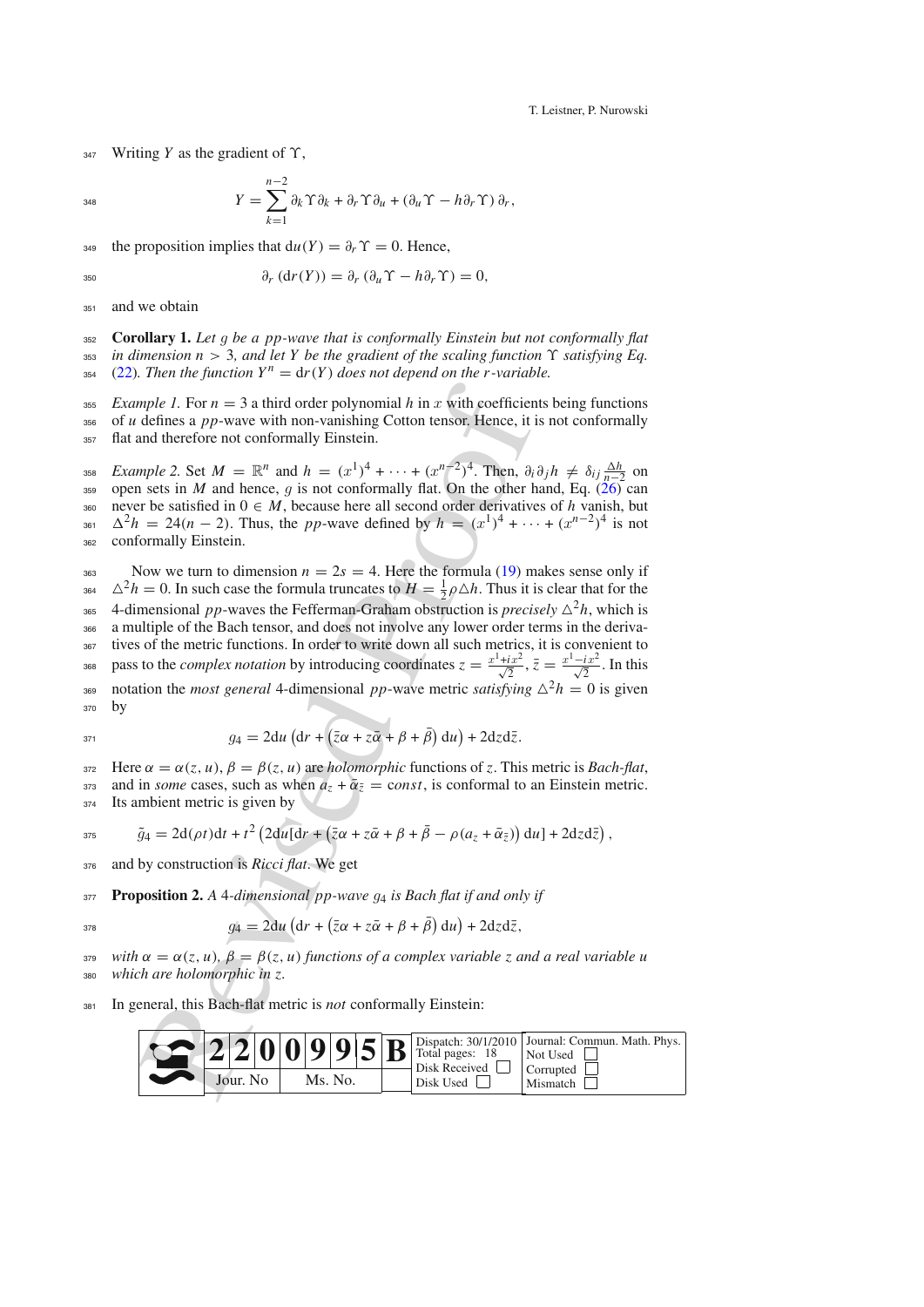Writing $Y$ as the gradient of $\Upsilon$,

$$Y = \sum_{k=1}^{n-2} \partial_k \Upsilon \partial_k + \partial_r \Upsilon \partial_u + (\partial_u \Upsilon - h \partial_r \Upsilon) \partial_r,$$

the proposition implies that $\mathrm{d}u(Y) = \partial_r \Upsilon = 0$. Hence,

$$\partial_r (\mathrm{d}r(Y)) = \partial_r (\partial_u \Upsilon - h \partial_r \Upsilon) = 0,$$

and we obtain

**Corollary 1.** *Let $g$ be a pp-wave that is conformally Einstein but not conformally flat in dimension $n > 3$, and let $Y$ be the gradient of the scaling function $\Upsilon$ satisfying Eq. (22). Then the function $Y^n = \mathrm{d}r(Y)$ does not depend on the $r$-variable.*

*Example 1.* For $n = 3$ a third order polynomial $h$ in $x$ with coefficients being functions of $u$ defines a $pp$-wave with non-vanishing Cotton tensor. Hence, it is not conformally flat and therefore not conformally Einstein.

*Example 2.* Set $M = \mathbb{R}^n$ and $h = (x^1)^4 + \cdots + (x^{n-2})^4$. Then, $\partial_i \partial_j h \neq \delta_{ij} \frac{\Delta h}{n-2}$ on open sets in $M$ and hence, $g$ is not conformally flat. On the other hand, Eq. (26) can never be satisfied in $0 \in M$, because here all second order derivatives of $h$ vanish, but $\Delta^2 h = 24(n-2)$. Thus, the $pp$-wave defined by $h = (x^1)^4 + \cdots + (x^{n-2})^4$ is not conformally Einstein.

Now we turn to dimension $n = 2s = 4$. Here the formula (19) makes sense only if $\triangle^2 h = 0$. In such case the formula truncates to $H = \frac{1}{2}\rho \triangle h$. Thus it is clear that for the 4-dimensional $pp$-waves the Fefferman-Graham obstruction is *precisely* $\triangle^2 h$, which is a multiple of the Bach tensor, and does not involve any lower order terms in the derivatives of the metric functions. In order to write down all such metrics, it is convenient to pass to the *complex notation* by introducing coordinates $z = \frac{x^1 + ix^2}{\sqrt{2}}$, $\bar{z} = \frac{x^1 - ix^2}{\sqrt{2}}$. In this notation the *most general* 4-dimensional $pp$-wave metric *satisfying* $\triangle^2 h = 0$ is given by

$$g_4 = 2\mathrm{d}u \left(\mathrm{d}r + \left(\bar{z}\alpha + z\bar{\alpha} + \beta + \bar{\beta}\right) \mathrm{d}u\right) + 2\mathrm{d}z\mathrm{d}\bar{z}.$$

Here $\alpha = \alpha(z, u)$, $\beta = \beta(z, u)$ are *holomorphic* functions of $z$. This metric is *Bach-flat*, and in *some* cases, such as when $a_z + \bar{\alpha}_{\bar{z}} = const$, is conformal to an Einstein metric. Its ambient metric is given by

$$\tilde{g}_4 = 2\mathrm{d}(\rho t)\mathrm{d}t + t^2 \left(2\mathrm{d}u[\mathrm{d}r + \left(\bar{z}\alpha + z\bar{\alpha} + \beta + \bar{\beta} - \rho(a_z + \bar{\alpha}_{\bar{z}})\right) \mathrm{d}u] + 2\mathrm{d}z\mathrm{d}\bar{z}\right),$$

and by construction is *Ricci flat*. We get

**Proposition 2.** *A 4-dimensional pp-wave $g_4$ is Bach flat if and only if*

$$g_4 = 2\mathrm{d}u \left(\mathrm{d}r + \left(\bar{z}\alpha + z\bar{\alpha} + \beta + \bar{\beta}\right) \mathrm{d}u\right) + 2\mathrm{d}z\mathrm{d}\bar{z},$$

*with $\alpha = \alpha(z, u)$, $\beta = \beta(z, u)$ functions of a complex variable $z$ and a real variable $u$ which are holomorphic in $z$.*

In general, this Bach-flat metric is *not* conformally Einstein: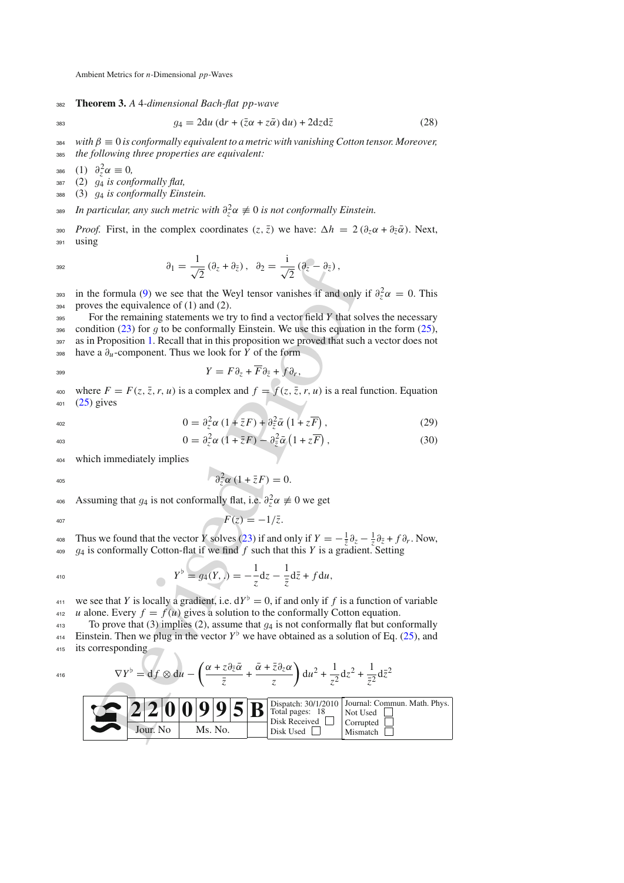**Theorem 3.** *A 4-dimensional Bach-flat pp-wave*

$$g_4 = 2\mathrm{d}u\,(\mathrm{d}r + (\bar{z}\alpha + z\bar{\alpha})\,\mathrm{d}u) + 2\mathrm{d}z\mathrm{d}\bar{z} \tag{28}$$

*with* $\beta \equiv 0$ *is conformally equivalent to a metric with vanishing Cotton tensor. Moreover, the following three properties are equivalent:*

(1) $\partial_z^2\alpha \equiv 0$,
(2) $g_4$ *is conformally flat,*
(3) $g_4$ *is conformally Einstein.*

*In particular, any such metric with* $\partial_z^2\alpha \not\equiv 0$ *is not conformally Einstein.*

*Proof.* First, in the complex coordinates $(z,\bar{z})$ we have: $\Delta h = 2\,(\partial_z\alpha + \partial_{\bar{z}}\bar{\alpha})$. Next, using

$$\partial_1 = \frac{1}{\sqrt{2}}\,(\partial_z + \partial_{\bar{z}})\,,\quad \partial_2 = \frac{\mathrm{i}}{\sqrt{2}}\,(\partial_z - \partial_{\bar{z}})\,,$$

in the formula (9) we see that the Weyl tensor vanishes if and only if $\partial_z^2\alpha = 0$. This proves the equivalence of (1) and (2).

For the remaining statements we try to find a vector field $Y$ that solves the necessary condition (23) for $g$ to be conformally Einstein. We use this equation in the form (25), as in Proposition 1. Recall that in this proposition we proved that such a vector does not have a $\partial_u$-component. Thus we look for $Y$ of the form

$$Y = F\partial_z + \overline{F}\partial_{\bar{z}} + f\partial_r,$$

where $F = F(z,\bar{z},r,u)$ is a complex and $f = f(z,\bar{z},r,u)$ is a real function. Equation (25) gives

$$0 = \partial_z^2\alpha\,(1+\bar{z}F) + \partial_{\bar{z}}^2\bar{\alpha}\,\left(1+z\overline{F}\right), \tag{29}$$

$$0 = \partial_z^2\alpha\,(1+\bar{z}F) - \partial_{\bar{z}}^2\bar{\alpha}\,\left(1+z\overline{F}\right), \tag{30}$$

which immediately implies

$$\partial_z^2\alpha\,(1+\bar{z}F) = 0.$$

Assuming that $g_4$ is not conformally flat, i.e. $\partial_z^2\alpha \not\equiv 0$ we get

$$F(z) = -1/\bar{z}.$$

Thus we found that the vector $Y$ solves (23) if and only if $Y = -\frac{1}{\bar{z}}\partial_z - \frac{1}{z}\partial_{\bar{z}} + f\partial_r$. Now, $g_4$ is conformally Cotton-flat if we find $f$ such that this $Y$ is a gradient. Setting

$$Y^\flat = g_4(Y,.) = -\frac{1}{z}\mathrm{d}z - \frac{1}{\bar{z}}\mathrm{d}\bar{z} + f\,\mathrm{d}u,$$

we see that $Y$ is locally a gradient, i.e. $\mathrm{d}Y^\flat = 0$, if and only if $f$ is a function of variable $u$ alone. Every $f = f(u)$ gives a solution to the conformally Cotton equation.

To prove that (3) implies (2), assume that $g_4$ is not conformally flat but conformally Einstein. Then we plug in the vector $Y^\flat$ we have obtained as a solution of Eq. (25), and its corresponding

$$\nabla Y^\flat = \mathrm{d}f\otimes\mathrm{d}u - \left(\frac{\alpha + z\partial_{\bar{z}}\bar{\alpha}}{\bar{z}} + \frac{\bar{\alpha} + \bar{z}\partial_z\alpha}{z}\right)\mathrm{d}u^2 + \frac{1}{z^2}\mathrm{d}z^2 + \frac{1}{\bar{z}^2}\mathrm{d}\bar{z}^2$$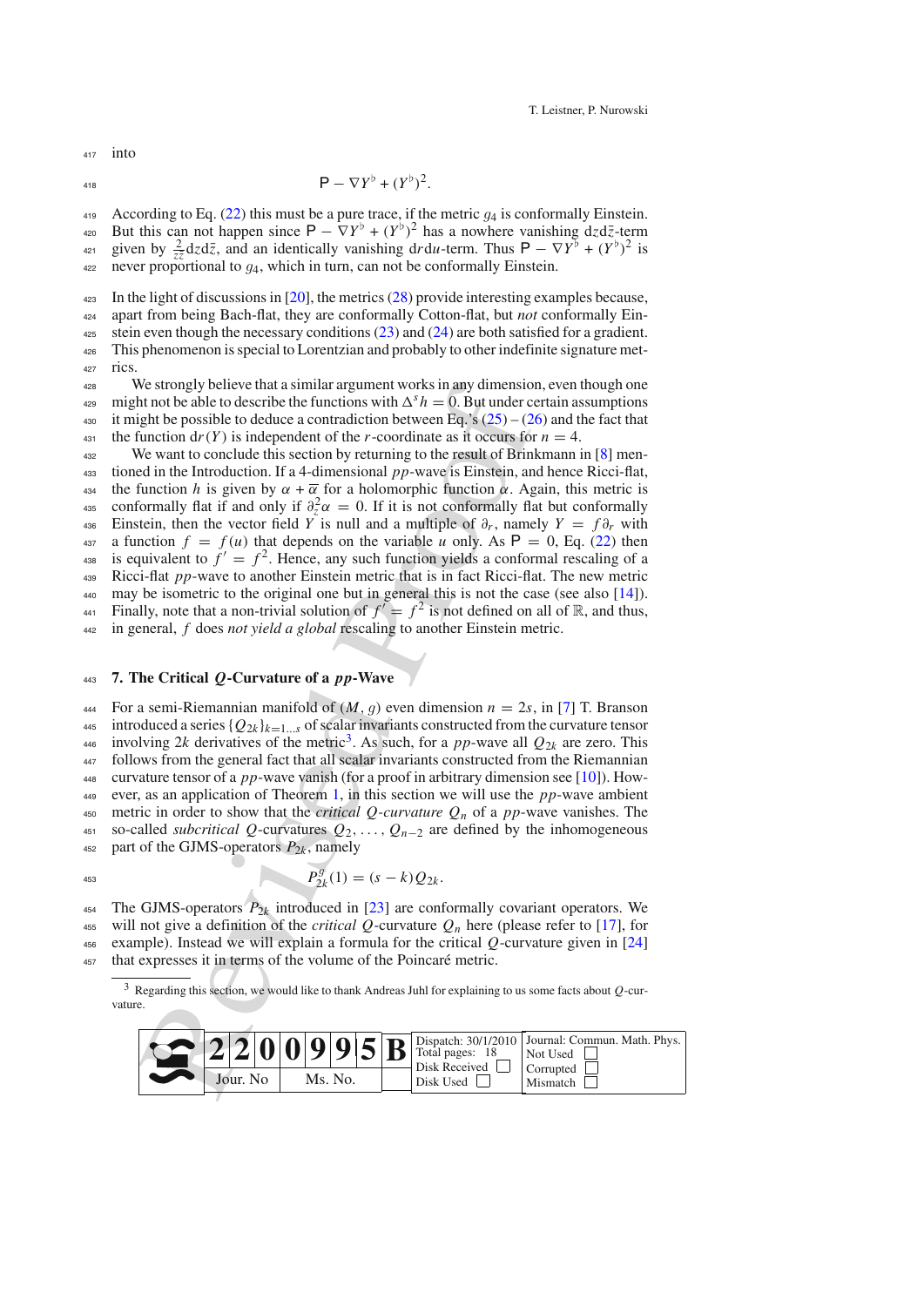into

$$\mathsf{P} - \nabla Y^\flat + (Y^\flat)^2.$$

According to Eq. (22) this must be a pure trace, if the metric $g_4$ is conformally Einstein. But this can not happen since $\mathsf{P} - \nabla Y^\flat + (Y^\flat)^2$ has a nowhere vanishing $\mathrm{d}z\mathrm{d}\bar{z}$-term given by $\frac{2}{z\bar{z}}\mathrm{d}z\mathrm{d}\bar{z}$, and an identically vanishing $\mathrm{d}r\mathrm{d}u$-term. Thus $\mathsf{P} - \nabla Y^\flat + (Y^\flat)^2$ is never proportional to $g_4$, which in turn, can not be conformally Einstein.

In the light of discussions in [20], the metrics (28) provide interesting examples because, apart from being Bach-flat, they are conformally Cotton-flat, but *not* conformally Einstein even though the necessary conditions (23) and (24) are both satisfied for a gradient. This phenomenon is special to Lorentzian and probably to other indefinite signature metrics.

We strongly believe that a similar argument works in any dimension, even though one might not be able to describe the functions with $\Delta^s h = 0$. But under certain assumptions it might be possible to deduce a contradiction between Eq.'s (25) – (26) and the fact that the function $\mathrm{d}r(Y)$ is independent of the $r$-coordinate as it occurs for $n = 4$.

We want to conclude this section by returning to the result of Brinkmann in [8] mentioned in the Introduction. If a 4-dimensional *pp*-wave is Einstein, and hence Ricci-flat, the function $h$ is given by $\alpha + \overline{\alpha}$ for a holomorphic function $\alpha$. Again, this metric is conformally flat if and only if $\partial_z^2\alpha = 0$. If it is not conformally flat but conformally Einstein, then the vector field $Y$ is null and a multiple of $\partial_r$, namely $Y = f\partial_r$ with a function $f = f(u)$ that depends on the variable $u$ only. As $\mathsf{P} = 0$, Eq. (22) then is equivalent to $f' = f^2$. Hence, any such function yields a conformal rescaling of a Ricci-flat *pp*-wave to another Einstein metric that is in fact Ricci-flat. The new metric may be isometric to the original one but in general this is not the case (see also [14]). Finally, note that a non-trivial solution of $f' = f^2$ is not defined on all of $\mathbb{R}$, and thus, in general, $f$ does *not yield a global* rescaling to another Einstein metric.

## 7. The Critical $Q$-Curvature of a *pp*-Wave

For a semi-Riemannian manifold of $(M, g)$ even dimension $n = 2s$, in [7] T. Branson introduced a series $\{Q_{2k}\}_{k=1\ldots s}$ of scalar invariants constructed from the curvature tensor involving $2k$ derivatives of the metric[3]. As such, for a *pp*-wave all $Q_{2k}$ are zero. This follows from the general fact that all scalar invariants constructed from the Riemannian curvature tensor of a *pp*-wave vanish (for a proof in arbitrary dimension see [10]). However, as an application of Theorem 1, in this section we will use the *pp*-wave ambient metric in order to show that the *critical $Q$-curvature* $Q_n$ of a *pp*-wave vanishes. The so-called *subcritical* $Q$-curvatures $Q_2, \ldots, Q_{n-2}$ are defined by the inhomogeneous part of the GJMS-operators $P_{2k}$, namely

$$P^g_{2k}(1) = (s-k)Q_{2k}.$$

The GJMS-operators $P_{2k}$ introduced in [23] are conformally covariant operators. We will not give a definition of the *critical* $Q$-curvature $Q_n$ here (please refer to [17], for example). Instead we will explain a formula for the critical $Q$-curvature given in [24] that expresses it in terms of the volume of the Poincaré metric.

[3] Regarding this section, we would like to thank Andreas Juhl for explaining to us some facts about $Q$-curvature.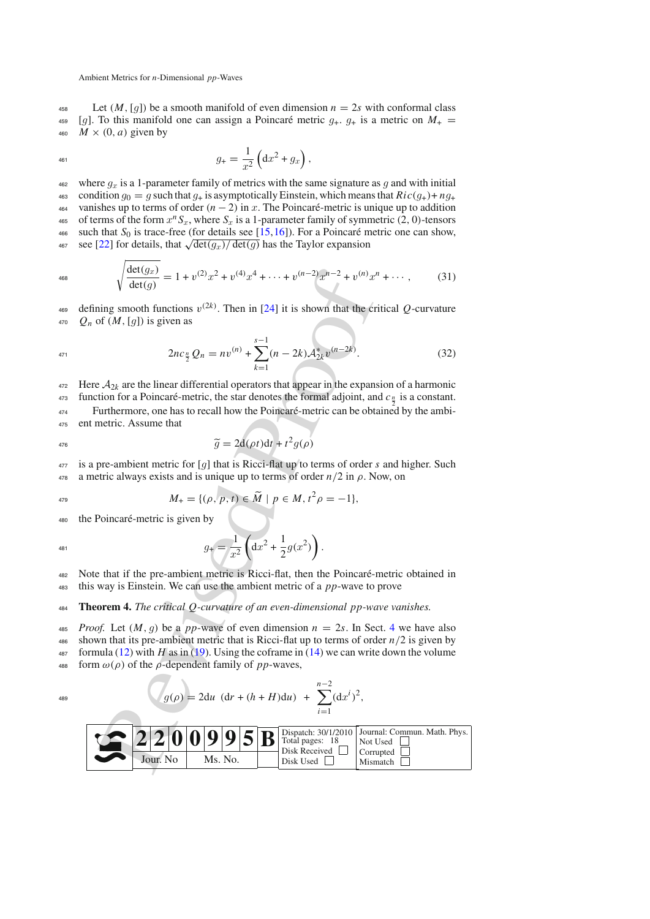Let $(M, [g])$ be a smooth manifold of even dimension $n = 2s$ with conformal class $[g]$. To this manifold one can assign a Poincaré metric $g_+$. $g_+$ is a metric on $M_+ = M \times (0, a)$ given by

$$g_+ = \frac{1}{x^2}\left(\mathrm{d}x^2 + g_x\right),$$

where $g_x$ is a 1-parameter family of metrics with the same signature as $g$ and with initial condition $g_0 = g$ such that $g_+$ is asymptotically Einstein, which means that $Ric(g_+) + ng_+$ vanishes up to terms of order $(n-2)$ in $x$. The Poincaré-metric is unique up to addition of terms of the form $x^n S_x$, where $S_x$ is a 1-parameter family of symmetric $(2, 0)$-tensors such that $S_0$ is trace-free (for details see [15,16]). For a Poincaré metric one can show, see [22] for details, that $\sqrt{\det(g_x)/\det(g)}$ has the Taylor expansion

$$\sqrt{\frac{\det(g_x)}{\det(g)}} = 1 + v^{(2)}x^2 + v^{(4)}x^4 + \cdots + v^{(n-2)}x^{n-2} + v^{(n)}x^n + \cdots, \tag{31}$$

defining smooth functions $v^{(2k)}$. Then in [24] it is shown that the critical $Q$-curvature $Q_n$ of $(M, [g])$ is given as

$$2nc_{\frac{n}{2}} Q_n = nv^{(n)} + \sum_{k=1}^{s-1}(n-2k)\mathcal{A}^*_{2k} v^{(n-2k)}. \tag{32}$$

Here $\mathcal{A}_{2k}$ are the linear differential operators that appear in the expansion of a harmonic function for a Poincaré-metric, the star denotes the formal adjoint, and $c_{\frac{n}{2}}$ is a constant.

Furthermore, one has to recall how the Poincaré-metric can be obtained by the ambient metric. Assume that

$$\widetilde{g} = 2\mathrm{d}(\rho t)\mathrm{d}t + t^2 g(\rho)$$

is a pre-ambient metric for $[g]$ that is Ricci-flat up to terms of order $s$ and higher. Such a metric always exists and is unique up to terms of order $n/2$ in $\rho$. Now, on

$$M_+ = \{(\rho, p, t) \in \widetilde{M} \mid p \in M, t^2\rho = -1\},$$

the Poincaré-metric is given by

$$g_+ = \frac{1}{x^2}\left(\mathrm{d}x^2 + \frac{1}{2}g(x^2)\right).$$

Note that if the pre-ambient metric is Ricci-flat, then the Poincaré-metric obtained in this way is Einstein. We can use the ambient metric of a $pp$-wave to prove

**Theorem 4.** *The critical $Q$-curvature of an even-dimensional $pp$-wave vanishes.*

*Proof.* Let $(M, g)$ be a $pp$-wave of even dimension $n = 2s$. In Sect. 4 we have also shown that its pre-ambient metric that is Ricci-flat up to terms of order $n/2$ is given by formula (12) with $H$ as in (19). Using the coframe in (14) we can write down the volume form $\omega(\rho)$ of the $\rho$-dependent family of $pp$-waves,

$$g(\rho) = 2\mathrm{d}u\ \left(\mathrm{d}r + (h + H)\mathrm{d}u\right) \ + \ \sum_{i=1}^{n-2}(\mathrm{d}x^i)^2,$$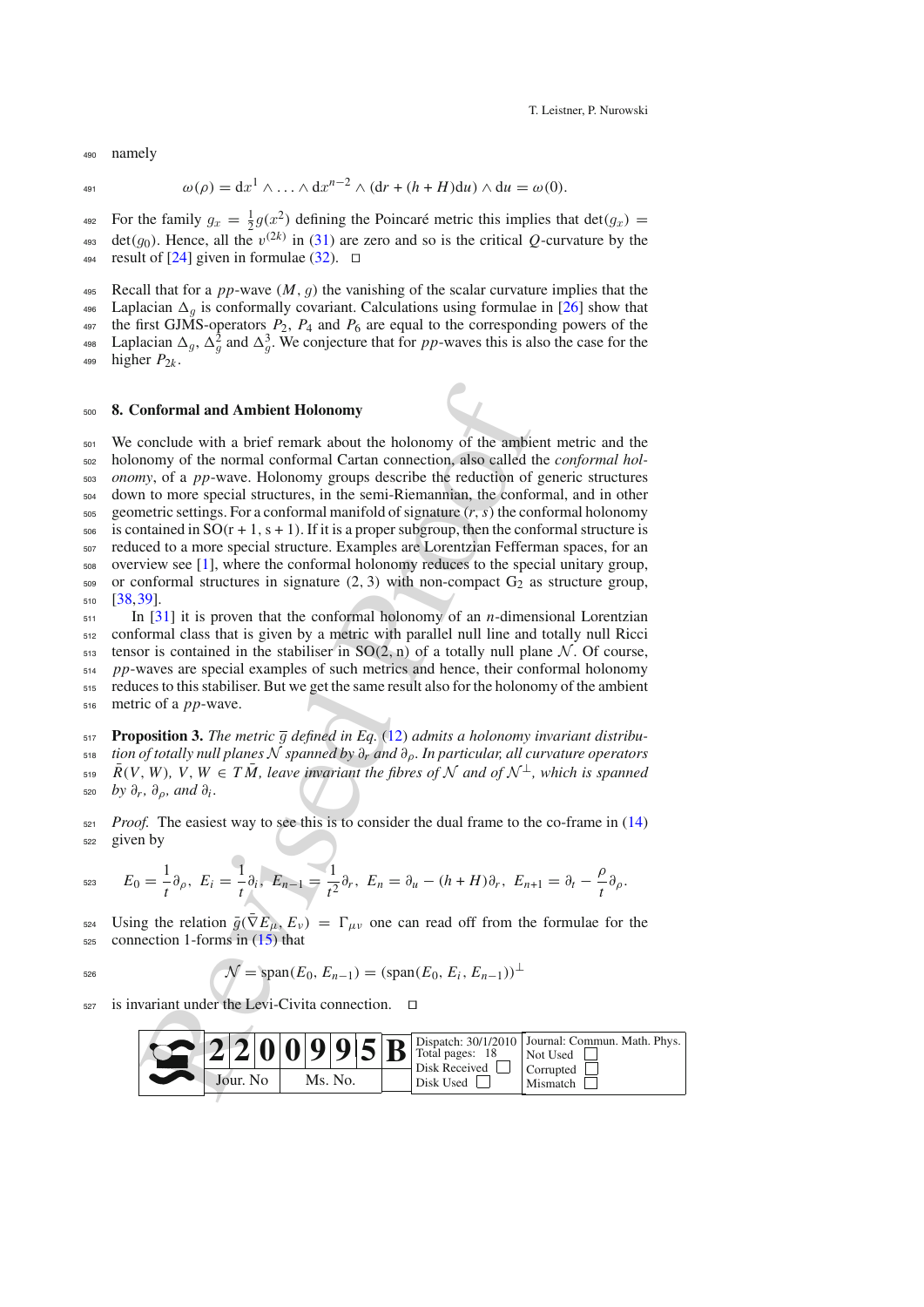namely

$$\omega(\rho) = \mathrm{d}x^1 \wedge \ldots \wedge \mathrm{d}x^{n-2} \wedge (\mathrm{d}r + (h+H)\mathrm{d}u) \wedge \mathrm{d}u = \omega(0).$$

For the family $g_x = \frac{1}{2} g(x^2)$ defining the Poincaré metric this implies that $\det(g_x) = \det(g_0)$. Hence, all the $v^{(2k)}$ in (31) are zero and so is the critical $Q$-curvature by the result of [24] given in formulae (32). □

Recall that for a $pp$-wave $(M, g)$ the vanishing of the scalar curvature implies that the Laplacian $\Delta_g$ is conformally covariant. Calculations using formulae in [26] show that the first GJMS-operators $P_2$, $P_4$ and $P_6$ are equal to the corresponding powers of the Laplacian $\Delta_g$, $\Delta_g^2$ and $\Delta_g^3$. We conjecture that for $pp$-waves this is also the case for the higher $P_{2k}$.

## 8. Conformal and Ambient Holonomy

We conclude with a brief remark about the holonomy of the ambient metric and the holonomy of the normal conformal Cartan connection, also called the *conformal holonomy*, of a $pp$-wave. Holonomy groups describe the reduction of generic structures down to more special structures, in the semi-Riemannian, the conformal, and in other geometric settings. For a conformal manifold of signature $(r, s)$ the conformal holonomy is contained in $\mathrm{SO}(r+1, s+1)$. If it is a proper subgroup, then the conformal structure is reduced to a more special structure. Examples are Lorentzian Fefferman spaces, for an overview see [1], where the conformal holonomy reduces to the special unitary group, or conformal structures in signature $(2, 3)$ with non-compact $\mathrm{G}_2$ as structure group, [38,39].

In [31] it is proven that the conformal holonomy of an $n$-dimensional Lorentzian conformal class that is given by a metric with parallel null line and totally null Ricci tensor is contained in the stabiliser in $\mathrm{SO}(2, n)$ of a totally null plane $\mathcal{N}$. Of course, $pp$-waves are special examples of such metrics and hence, their conformal holonomy reduces to this stabiliser. But we get the same result also for the holonomy of the ambient metric of a $pp$-wave.

**Proposition 3.** *The metric $\overline{g}$ defined in Eq. (12) admits a holonomy invariant distribution of totally null planes $\mathcal{N}$ spanned by $\partial_r$ and $\partial_\rho$. In particular, all curvature operators $\bar{R}(V, W)$, $V, W \in T\bar{M}$, leave invariant the fibres of $\mathcal{N}$ and of $\mathcal{N}^\perp$, which is spanned by $\partial_r$, $\partial_\rho$, and $\partial_i$.*

*Proof.* The easiest way to see this is to consider the dual frame to the co-frame in (14) given by

$$E_0 = \frac{1}{t}\partial_\rho,\ E_i = \frac{1}{t}\partial_i,\ E_{n-1} = \frac{1}{t^2}\partial_r,\ E_n = \partial_u - (h+H)\partial_r,\ E_{n+1} = \partial_t - \frac{\rho}{t}\partial_\rho.$$

Using the relation $\bar{g}(\bar{\nabla} E_\mu, E_\nu) = \Gamma_{\mu\nu}$ one can read off from the formulae for the connection 1-forms in (15) that

$$\mathcal{N} = \mathrm{span}(E_0, E_{n-1}) = (\mathrm{span}(E_0, E_i, E_{n-1}))^\perp$$

is invariant under the Levi-Civita connection. □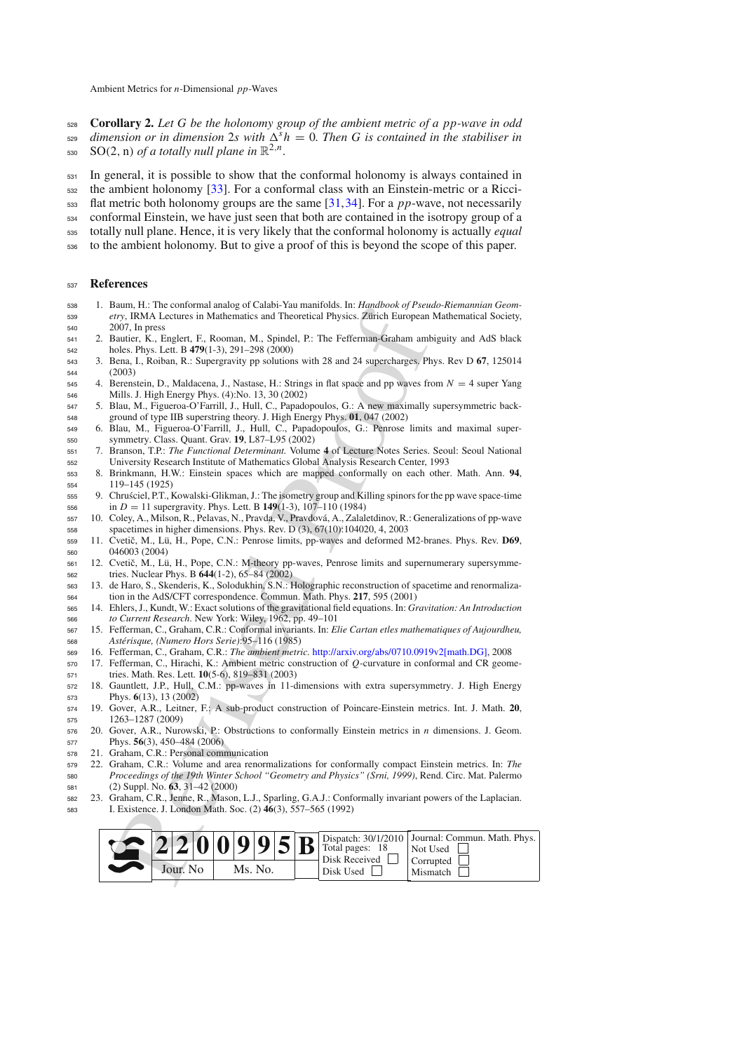**Corollary 2.** *Let G be the holonomy group of the ambient metric of a pp-wave in odd dimension or in dimension* $2s$ *with* $\Delta^s h = 0$. *Then G is contained in the stabiliser in* $\mathrm{SO}(2, n)$ *of a totally null plane in* $\mathbb{R}^{2,n}$.

In general, it is possible to show that the conformal holonomy is always contained in the ambient holonomy [33]. For a conformal class with an Einstein-metric or a Ricci-flat metric both holonomy groups are the same [31,34]. For a *pp*-wave, not necessarily conformal Einstein, we have just seen that both are contained in the isotropy group of a totally null plane. Hence, it is very likely that the conformal holonomy is actually *equal* to the ambient holonomy. But to give a proof of this is beyond the scope of this paper.

## References

1. Baum, H.: The conformal analog of Calabi-Yau manifolds. In: *Handbook of Pseudo-Riemannian Geometry*, IRMA Lectures in Mathematics and Theoretical Physics. Zürich European Mathematical Society, 2007, In press
2. Bautier, K., Englert, F., Rooman, M., Spindel, P.: The Fefferman-Graham ambiguity and AdS black holes. Phys. Lett. B **479**(1-3), 291–298 (2000)
3. Bena, I., Roiban, R.: Supergravity pp solutions with 28 and 24 supercharges. Phys. Rev D **67**, 125014 (2003)
4. Berenstein, D., Maldacena, J., Nastase, H.: Strings in flat space and pp waves from $N = 4$ super Yang Mills. J. High Energy Phys. (4):No. 13, 30 (2002)
5. Blau, M., Figueroa-O'Farrill, J., Hull, C., Papadopoulos, G.: A new maximally supersymmetric background of type IIB superstring theory. J. High Energy Phys. **01**, 047 (2002)
6. Blau, M., Figueroa-O'Farrill, J., Hull, C., Papadopoulos, G.: Penrose limits and maximal supersymmetry. Class. Quant. Grav. **19**, L87–L95 (2002)
7. Branson, T.P.: *The Functional Determinant.* Volume **4** of Lecture Notes Series. Seoul: Seoul National University Research Institute of Mathematics Global Analysis Research Center, 1993
8. Brinkmann, H.W.: Einstein spaces which are mapped conformally on each other. Math. Ann. **94**, 119–145 (1925)
9. Chruściel, P.T., Kowalski-Glikman, J.: The isometry group and Killing spinors for the pp wave space-time in $D = 11$ supergravity. Phys. Lett. B **149**(1-3), 107–110 (1984)
10. Coley, A., Milson, R., Pelavas, N., Pravda, V., Pravdová, A., Zalaletdinov, R.: Generalizations of pp-wave spacetimes in higher dimensions. Phys. Rev. D (3), 67(10):104020, 4, 2003
11. Cvetič, M., Lü, H., Pope, C.N.: Penrose limits, pp-waves and deformed M2-branes. Phys. Rev. **D69**, 046003 (2004)
12. Cvetič, M., Lü, H., Pope, C.N.: M-theory pp-waves, Penrose limits and supernumerary supersymmetries. Nuclear Phys. B **644**(1-2), 65–84 (2002)
13. de Haro, S., Skenderis, K., Solodukhin, S.N.: Holographic reconstruction of spacetime and renormalization in the AdS/CFT correspondence. Commun. Math. Phys. **217**, 595 (2001)
14. Ehlers, J., Kundt, W.: Exact solutions of the gravitational field equations. In: *Gravitation: An Introduction to Current Research*. New York: Wiley, 1962, pp. 49–101
15. Fefferman, C., Graham, C.R.: Conformal invariants. In: *Elie Cartan etles mathematiques of Aujourdheu, Astérisque, (Numero Hors Serie)*:95–116 (1985)
16. Fefferman, C., Graham, C.R.: *The ambient metric.* http://arxiv.org/abs/0710.0919v2[math.DG], 2008
17. Fefferman, C., Hirachi, K.: Ambient metric construction of $Q$-curvature in conformal and CR geometries. Math. Res. Lett. **10**(5-6), 819–831 (2003)
18. Gauntlett, J.P., Hull, C.M.: pp-waves in 11-dimensions with extra supersymmetry. J. High Energy Phys. **6**(13), 13 (2002)
19. Gover, A.R., Leitner, F.: A sub-product construction of Poincare-Einstein metrics. Int. J. Math. **20**, 1263–1287 (2009)
20. Gover, A.R., Nurowski, P.: Obstructions to conformally Einstein metrics in $n$ dimensions. J. Geom. Phys. **56**(3), 450–484 (2006)
21. Graham, C.R.: Personal communication
22. Graham, C.R.: Volume and area renormalizations for conformally compact Einstein metrics. In: *The Proceedings of the 19th Winter School "Geometry and Physics" (Srni, 1999)*, Rend. Circ. Mat. Palermo (2) Suppl. No. **63**, 31–42 (2000)
23. Graham, C.R., Jenne, R., Mason, L.J., Sparling, G.A.J.: Conformally invariant powers of the Laplacian. I. Existence. J. London Math. Soc. (2) **46**(3), 557–565 (1992)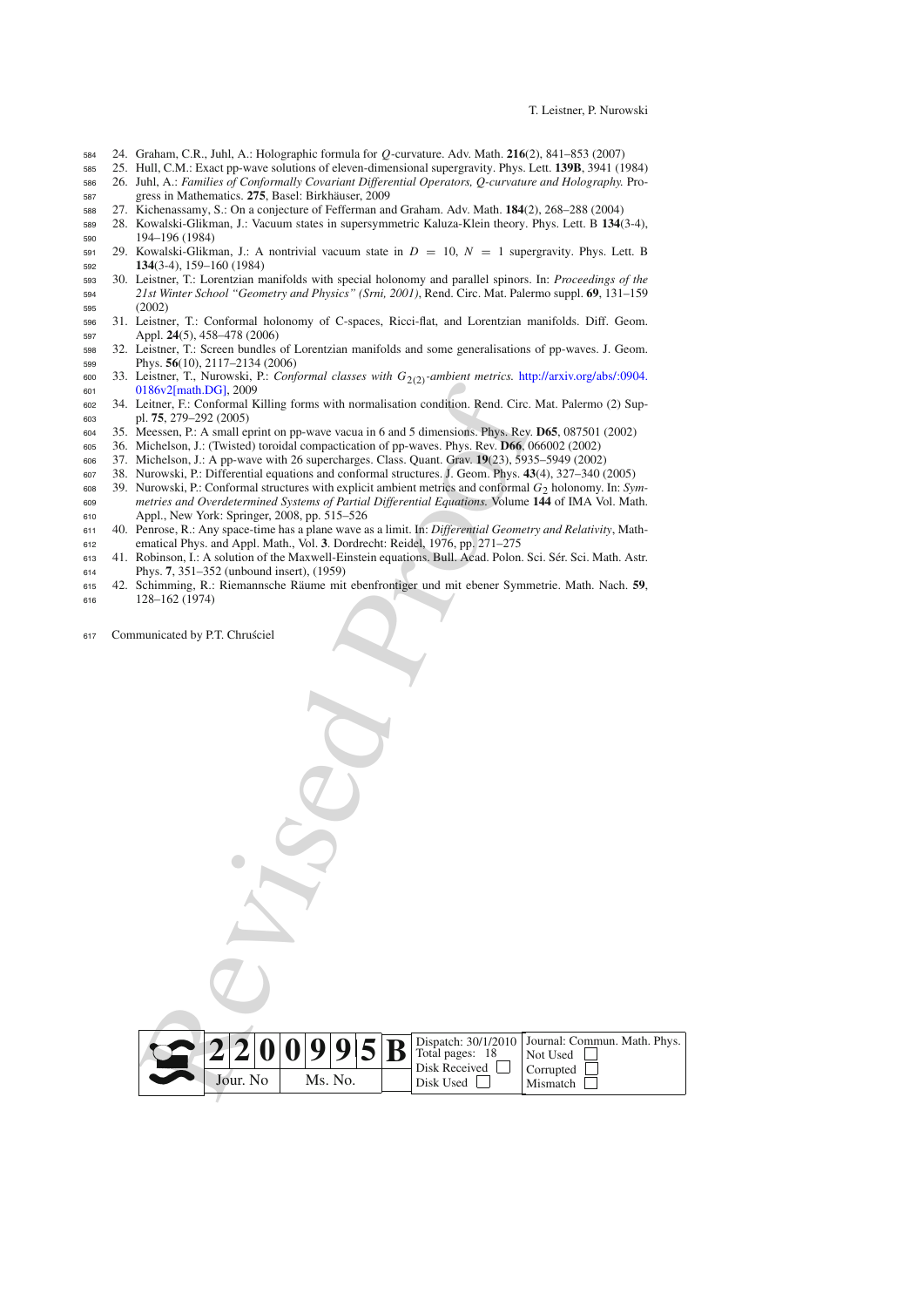24. Graham, C.R., Juhl, A.: Holographic formula for $Q$-curvature. Adv. Math. **216**(2), 841–853 (2007)
25. Hull, C.M.: Exact pp-wave solutions of eleven-dimensional supergravity. Phys. Lett. **139B**, 3941 (1984)
26. Juhl, A.: *Families of Conformally Covariant Differential Operators, Q-curvature and Holography.* Progress in Mathematics. **275**, Basel: Birkhäuser, 2009
27. Kichenassamy, S.: On a conjecture of Fefferman and Graham. Adv. Math. **184**(2), 268–288 (2004)
28. Kowalski-Glikman, J.: Vacuum states in supersymmetric Kaluza-Klein theory. Phys. Lett. B **134**(3-4), 194–196 (1984)
29. Kowalski-Glikman, J.: A nontrivial vacuum state in $D = 10$, $N = 1$ supergravity. Phys. Lett. B **134**(3-4), 159–160 (1984)
30. Leistner, T.: Lorentzian manifolds with special holonomy and parallel spinors. In: *Proceedings of the 21st Winter School "Geometry and Physics" (Srni, 2001)*, Rend. Circ. Mat. Palermo suppl. **69**, 131–159 (2002)
31. Leistner, T.: Conformal holonomy of C-spaces, Ricci-flat, and Lorentzian manifolds. Diff. Geom. Appl. **24**(5), 458–478 (2006)
32. Leistner, T.: Screen bundles of Lorentzian manifolds and some generalisations of pp-waves. J. Geom. Phys. **56**(10), 2117–2134 (2006)
33. Leistner, T., Nurowski, P.: *Conformal classes with $G_{2(2)}$-ambient metrics.* http://arxiv.org/abs/:0904.0186v2[math.DG], 2009
34. Leitner, F.: Conformal Killing forms with normalisation condition. Rend. Circ. Mat. Palermo (2) Suppl. **75**, 279–292 (2005)
35. Meessen, P.: A small eprint on pp-wave vacua in 6 and 5 dimensions. Phys. Rev. **D65**, 087501 (2002)
36. Michelson, J.: (Twisted) toroidal compactication of pp-waves. Phys. Rev. **D66**, 066002 (2002)
37. Michelson, J.: A pp-wave with 26 supercharges. Class. Quant. Grav. **19**(23), 5935–5949 (2002)
38. Nurowski, P.: Differential equations and conformal structures. J. Geom. Phys. **43**(4), 327–340 (2005)
39. Nurowski, P.: Conformal structures with explicit ambient metrics and conformal $G_2$ holonomy. In: *Symmetries and Overdetermined Systems of Partial Differential Equations.* Volume **144** of IMA Vol. Math. Appl., New York: Springer, 2008, pp. 515–526
40. Penrose, R.: Any space-time has a plane wave as a limit. In: *Differential Geometry and Relativity*, Mathematical Phys. and Appl. Math., Vol. **3**. Dordrecht: Reidel, 1976, pp. 271–275
41. Robinson, I.: A solution of the Maxwell-Einstein equations. Bull. Acad. Polon. Sci. Sér. Sci. Math. Astr. Phys. **7**, 351–352 (unbound insert), (1959)
42. Schimming, R.: Riemannsche Räume mit ebenfrontiger und mit ebener Symmetrie. Math. Nach. **59**, 128–162 (1974)

Communicated by P.T. Chruściel